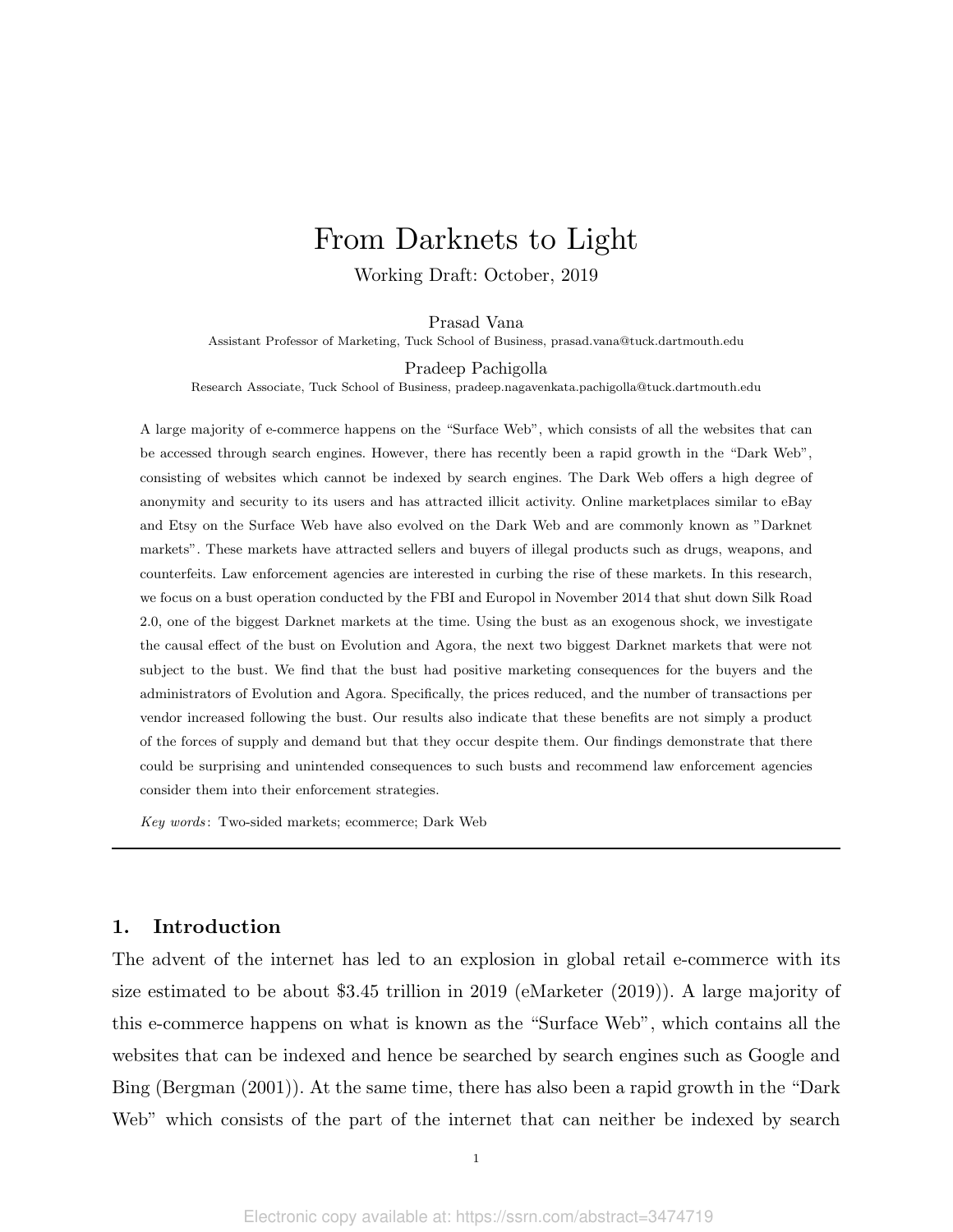# From Darknets to Light

Working Draft: October, 2019

Prasad Vana
Assistant Professor of Marketing, Tuck School of Business, prasad.vana@tuck.dartmouth.edu

Pradeep Pachigolla
Research Associate, Tuck School of Business, pradeep.nagavenkata.pachigolla@tuck.dartmouth.edu

A large majority of e-commerce happens on the "Surface Web", which consists of all the websites that can be accessed through search engines. However, there has recently been a rapid growth in the "Dark Web", consisting of websites which cannot be indexed by search engines. The Dark Web offers a high degree of anonymity and security to its users and has attracted illicit activity. Online marketplaces similar to eBay and Etsy on the Surface Web have also evolved on the Dark Web and are commonly known as "Darknet markets". These markets have attracted sellers and buyers of illegal products such as drugs, weapons, and counterfeits. Law enforcement agencies are interested in curbing the rise of these markets. In this research, we focus on a bust operation conducted by the FBI and Europol in November 2014 that shut down Silk Road 2.0, one of the biggest Darknet markets at the time. Using the bust as an exogenous shock, we investigate the causal effect of the bust on Evolution and Agora, the next two biggest Darknet markets that were not subject to the bust. We find that the bust had positive marketing consequences for the buyers and the administrators of Evolution and Agora. Specifically, the prices reduced, and the number of transactions per vendor increased following the bust. Our results also indicate that these benefits are not simply a product of the forces of supply and demand but that they occur despite them. Our findings demonstrate that there could be surprising and unintended consequences to such busts and recommend law enforcement agencies consider them into their enforcement strategies.

*Key words*: Two-sided markets; ecommerce; Dark Web

## 1. Introduction

The advent of the internet has led to an explosion in global retail e-commerce with its size estimated to be about $3.45 trillion in 2019 (eMarketer (2019)). A large majority of this e-commerce happens on what is known as the "Surface Web", which contains all the websites that can be indexed and hence be searched by search engines such as Google and Bing (Bergman (2001)). At the same time, there has also been a rapid growth in the "Dark Web" which consists of the part of the internet that can neither be indexed by search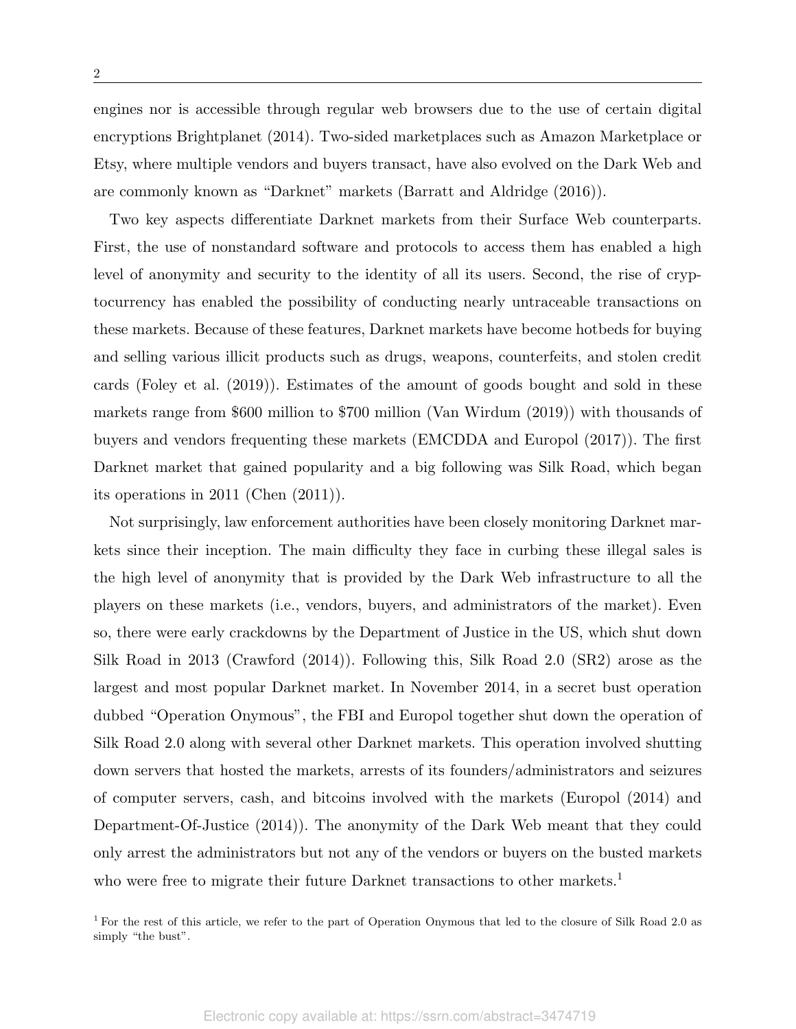engines nor is accessible through regular web browsers due to the use of certain digital encryptions Brightplanet (2014). Two-sided marketplaces such as Amazon Marketplace or Etsy, where multiple vendors and buyers transact, have also evolved on the Dark Web and are commonly known as "Darknet" markets (Barratt and Aldridge (2016)).

Two key aspects differentiate Darknet markets from their Surface Web counterparts. First, the use of nonstandard software and protocols to access them has enabled a high level of anonymity and security to the identity of all its users. Second, the rise of cryptocurrency has enabled the possibility of conducting nearly untraceable transactions on these markets. Because of these features, Darknet markets have become hotbeds for buying and selling various illicit products such as drugs, weapons, counterfeits, and stolen credit cards (Foley et al. (2019)). Estimates of the amount of goods bought and sold in these markets range from $600 million to $700 million (Van Wirdum (2019)) with thousands of buyers and vendors frequenting these markets (EMCDDA and Europol (2017)). The first Darknet market that gained popularity and a big following was Silk Road, which began its operations in 2011 (Chen (2011)).

Not surprisingly, law enforcement authorities have been closely monitoring Darknet markets since their inception. The main difficulty they face in curbing these illegal sales is the high level of anonymity that is provided by the Dark Web infrastructure to all the players on these markets (i.e., vendors, buyers, and administrators of the market). Even so, there were early crackdowns by the Department of Justice in the US, which shut down Silk Road in 2013 (Crawford (2014)). Following this, Silk Road 2.0 (SR2) arose as the largest and most popular Darknet market. In November 2014, in a secret bust operation dubbed "Operation Onymous", the FBI and Europol together shut down the operation of Silk Road 2.0 along with several other Darknet markets. This operation involved shutting down servers that hosted the markets, arrests of its founders/administrators and seizures of computer servers, cash, and bitcoins involved with the markets (Europol (2014) and Department-Of-Justice (2014)). The anonymity of the Dark Web meant that they could only arrest the administrators but not any of the vendors or buyers on the busted markets who were free to migrate their future Darknet transactions to other markets.[1]

[1] For the rest of this article, we refer to the part of Operation Onymous that led to the closure of Silk Road 2.0 as simply "the bust".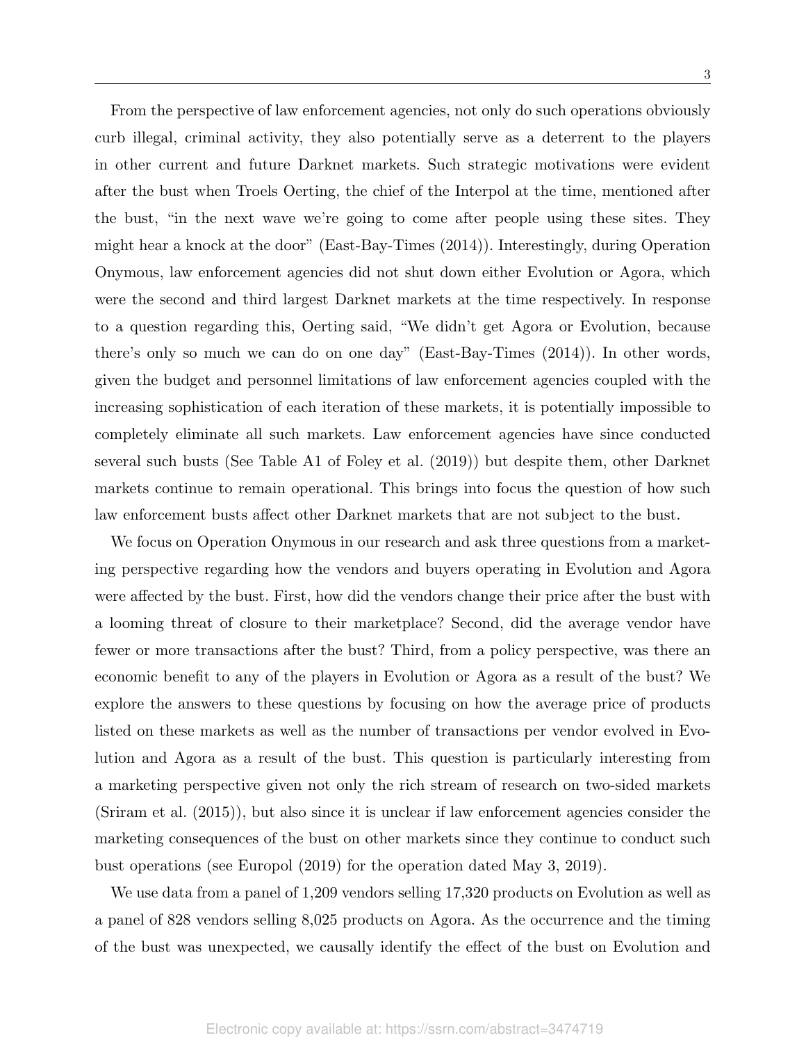From the perspective of law enforcement agencies, not only do such operations obviously curb illegal, criminal activity, they also potentially serve as a deterrent to the players in other current and future Darknet markets. Such strategic motivations were evident after the bust when Troels Oerting, the chief of the Interpol at the time, mentioned after the bust, "in the next wave we're going to come after people using these sites. They might hear a knock at the door" (East-Bay-Times (2014)). Interestingly, during Operation Onymous, law enforcement agencies did not shut down either Evolution or Agora, which were the second and third largest Darknet markets at the time respectively. In response to a question regarding this, Oerting said, "We didn't get Agora or Evolution, because there's only so much we can do on one day" (East-Bay-Times (2014)). In other words, given the budget and personnel limitations of law enforcement agencies coupled with the increasing sophistication of each iteration of these markets, it is potentially impossible to completely eliminate all such markets. Law enforcement agencies have since conducted several such busts (See Table A1 of Foley et al. (2019)) but despite them, other Darknet markets continue to remain operational. This brings into focus the question of how such law enforcement busts affect other Darknet markets that are not subject to the bust.

We focus on Operation Onymous in our research and ask three questions from a marketing perspective regarding how the vendors and buyers operating in Evolution and Agora were affected by the bust. First, how did the vendors change their price after the bust with a looming threat of closure to their marketplace? Second, did the average vendor have fewer or more transactions after the bust? Third, from a policy perspective, was there an economic benefit to any of the players in Evolution or Agora as a result of the bust? We explore the answers to these questions by focusing on how the average price of products listed on these markets as well as the number of transactions per vendor evolved in Evolution and Agora as a result of the bust. This question is particularly interesting from a marketing perspective given not only the rich stream of research on two-sided markets (Sriram et al. (2015)), but also since it is unclear if law enforcement agencies consider the marketing consequences of the bust on other markets since they continue to conduct such bust operations (see Europol (2019) for the operation dated May 3, 2019).

We use data from a panel of 1,209 vendors selling 17,320 products on Evolution as well as a panel of 828 vendors selling 8,025 products on Agora. As the occurrence and the timing of the bust was unexpected, we causally identify the effect of the bust on Evolution and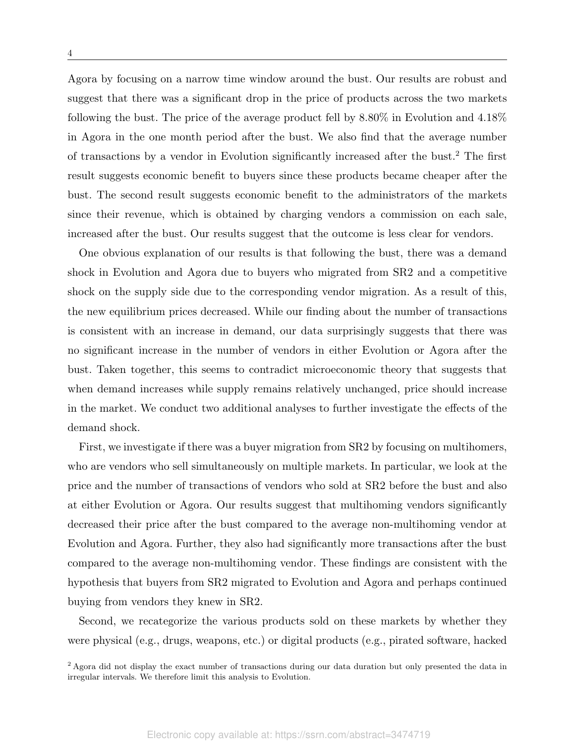Agora by focusing on a narrow time window around the bust. Our results are robust and suggest that there was a significant drop in the price of products across the two markets following the bust. The price of the average product fell by 8.80% in Evolution and 4.18% in Agora in the one month period after the bust. We also find that the average number of transactions by a vendor in Evolution significantly increased after the bust.[2] The first result suggests economic benefit to buyers since these products became cheaper after the bust. The second result suggests economic benefit to the administrators of the markets since their revenue, which is obtained by charging vendors a commission on each sale, increased after the bust. Our results suggest that the outcome is less clear for vendors.

One obvious explanation of our results is that following the bust, there was a demand shock in Evolution and Agora due to buyers who migrated from SR2 and a competitive shock on the supply side due to the corresponding vendor migration. As a result of this, the new equilibrium prices decreased. While our finding about the number of transactions is consistent with an increase in demand, our data surprisingly suggests that there was no significant increase in the number of vendors in either Evolution or Agora after the bust. Taken together, this seems to contradict microeconomic theory that suggests that when demand increases while supply remains relatively unchanged, price should increase in the market. We conduct two additional analyses to further investigate the effects of the demand shock.

First, we investigate if there was a buyer migration from SR2 by focusing on multihomers, who are vendors who sell simultaneously on multiple markets. In particular, we look at the price and the number of transactions of vendors who sold at SR2 before the bust and also at either Evolution or Agora. Our results suggest that multihoming vendors significantly decreased their price after the bust compared to the average non-multihoming vendor at Evolution and Agora. Further, they also had significantly more transactions after the bust compared to the average non-multihoming vendor. These findings are consistent with the hypothesis that buyers from SR2 migrated to Evolution and Agora and perhaps continued buying from vendors they knew in SR2.

Second, we recategorize the various products sold on these markets by whether they were physical (e.g., drugs, weapons, etc.) or digital products (e.g., pirated software, hacked

[2] Agora did not display the exact number of transactions during our data duration but only presented the data in irregular intervals. We therefore limit this analysis to Evolution.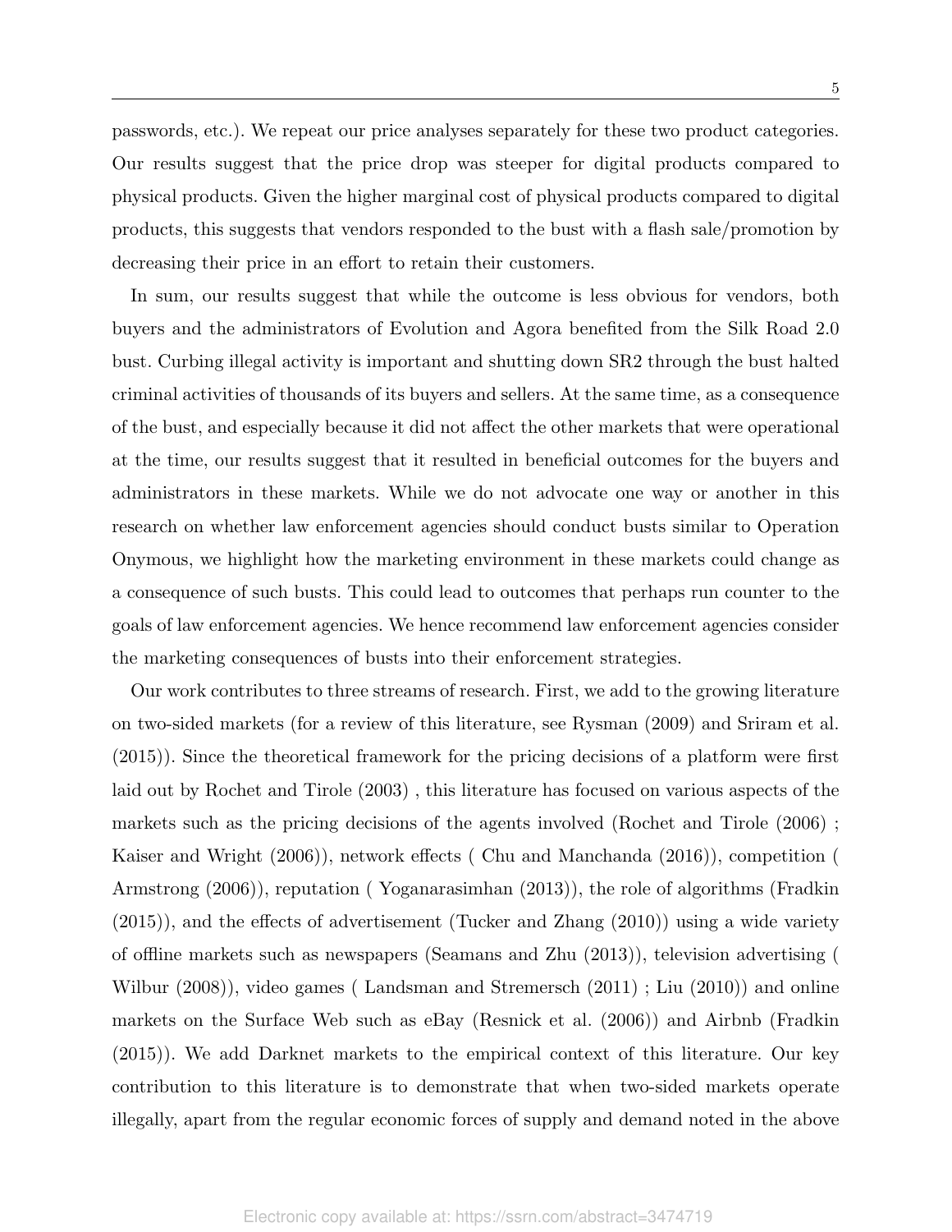passwords, etc.). We repeat our price analyses separately for these two product categories. Our results suggest that the price drop was steeper for digital products compared to physical products. Given the higher marginal cost of physical products compared to digital products, this suggests that vendors responded to the bust with a flash sale/promotion by decreasing their price in an effort to retain their customers.

In sum, our results suggest that while the outcome is less obvious for vendors, both buyers and the administrators of Evolution and Agora benefited from the Silk Road 2.0 bust. Curbing illegal activity is important and shutting down SR2 through the bust halted criminal activities of thousands of its buyers and sellers. At the same time, as a consequence of the bust, and especially because it did not affect the other markets that were operational at the time, our results suggest that it resulted in beneficial outcomes for the buyers and administrators in these markets. While we do not advocate one way or another in this research on whether law enforcement agencies should conduct busts similar to Operation Onymous, we highlight how the marketing environment in these markets could change as a consequence of such busts. This could lead to outcomes that perhaps run counter to the goals of law enforcement agencies. We hence recommend law enforcement agencies consider the marketing consequences of busts into their enforcement strategies.

Our work contributes to three streams of research. First, we add to the growing literature on two-sided markets (for a review of this literature, see Rysman (2009) and Sriram et al. (2015)). Since the theoretical framework for the pricing decisions of a platform were first laid out by Rochet and Tirole (2003) , this literature has focused on various aspects of the markets such as the pricing decisions of the agents involved (Rochet and Tirole (2006) ; Kaiser and Wright (2006)), network effects ( Chu and Manchanda (2016)), competition ( Armstrong (2006)), reputation ( Yoganarasimhan (2013)), the role of algorithms (Fradkin (2015)), and the effects of advertisement (Tucker and Zhang (2010)) using a wide variety of offline markets such as newspapers (Seamans and Zhu (2013)), television advertising ( Wilbur (2008)), video games ( Landsman and Stremersch (2011) ; Liu (2010)) and online markets on the Surface Web such as eBay (Resnick et al. (2006)) and Airbnb (Fradkin (2015)). We add Darknet markets to the empirical context of this literature. Our key contribution to this literature is to demonstrate that when two-sided markets operate illegally, apart from the regular economic forces of supply and demand noted in the above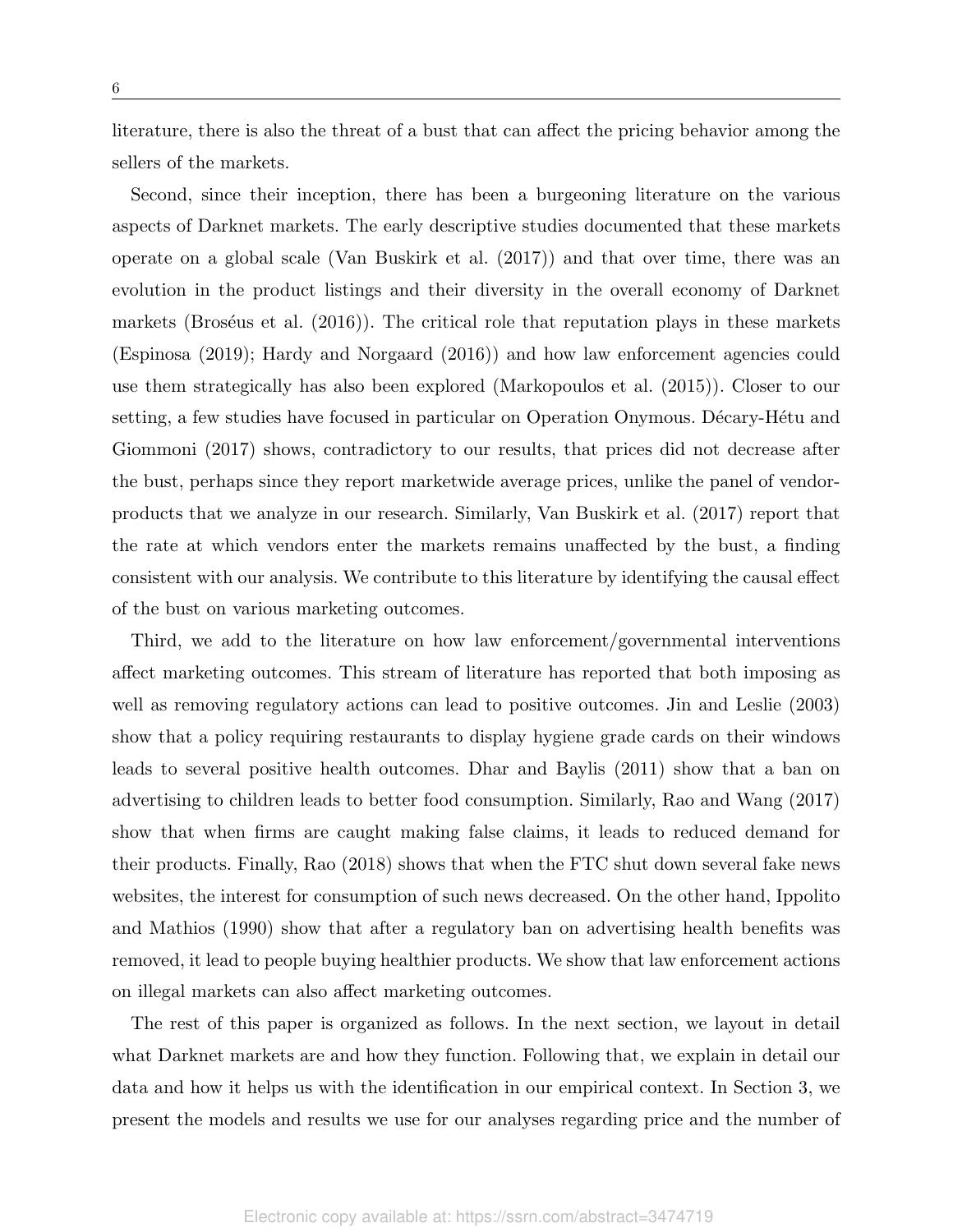literature, there is also the threat of a bust that can affect the pricing behavior among the sellers of the markets.

Second, since their inception, there has been a burgeoning literature on the various aspects of Darknet markets. The early descriptive studies documented that these markets operate on a global scale (Van Buskirk et al. (2017)) and that over time, there was an evolution in the product listings and their diversity in the overall economy of Darknet markets (Broséus et al. (2016)). The critical role that reputation plays in these markets (Espinosa (2019); Hardy and Norgaard (2016)) and how law enforcement agencies could use them strategically has also been explored (Markopoulos et al. (2015)). Closer to our setting, a few studies have focused in particular on Operation Onymous. Décary-Hétu and Giommoni (2017) shows, contradictory to our results, that prices did not decrease after the bust, perhaps since they report marketwide average prices, unlike the panel of vendor-products that we analyze in our research. Similarly, Van Buskirk et al. (2017) report that the rate at which vendors enter the markets remains unaffected by the bust, a finding consistent with our analysis. We contribute to this literature by identifying the causal effect of the bust on various marketing outcomes.

Third, we add to the literature on how law enforcement/governmental interventions affect marketing outcomes. This stream of literature has reported that both imposing as well as removing regulatory actions can lead to positive outcomes. Jin and Leslie (2003) show that a policy requiring restaurants to display hygiene grade cards on their windows leads to several positive health outcomes. Dhar and Baylis (2011) show that a ban on advertising to children leads to better food consumption. Similarly, Rao and Wang (2017) show that when firms are caught making false claims, it leads to reduced demand for their products. Finally, Rao (2018) shows that when the FTC shut down several fake news websites, the interest for consumption of such news decreased. On the other hand, Ippolito and Mathios (1990) show that after a regulatory ban on advertising health benefits was removed, it lead to people buying healthier products. We show that law enforcement actions on illegal markets can also affect marketing outcomes.

The rest of this paper is organized as follows. In the next section, we layout in detail what Darknet markets are and how they function. Following that, we explain in detail our data and how it helps us with the identification in our empirical context. In Section 3, we present the models and results we use for our analyses regarding price and the number of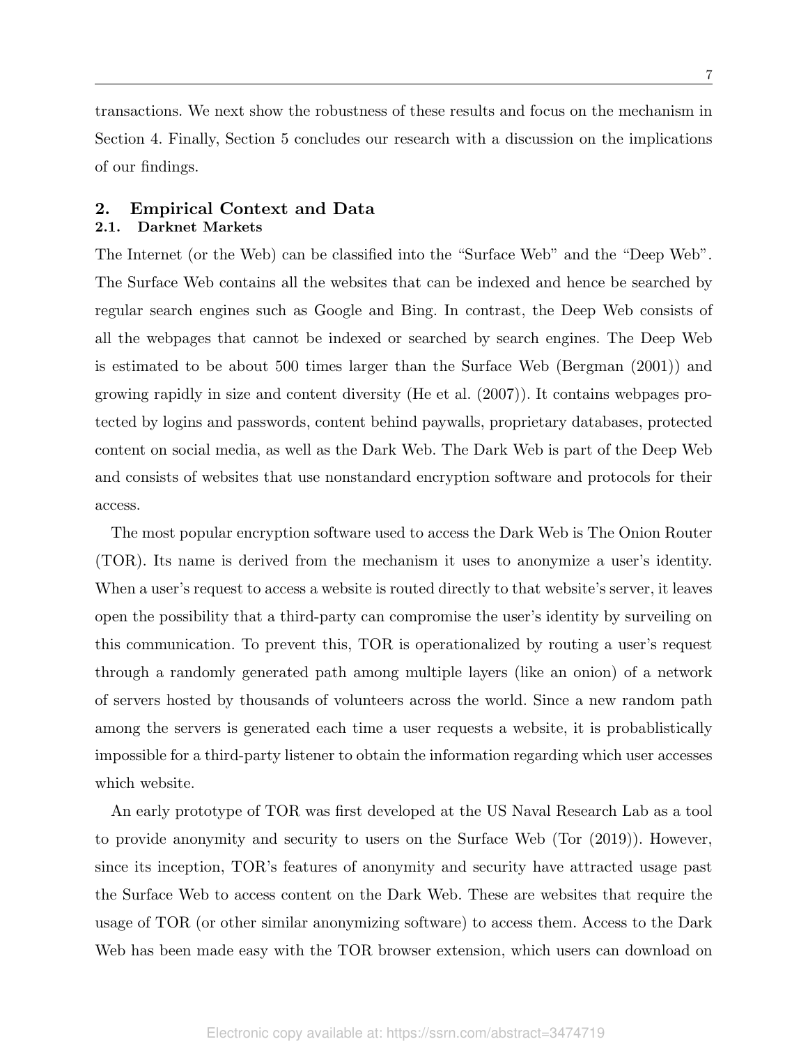transactions. We next show the robustness of these results and focus on the mechanism in Section 4. Finally, Section 5 concludes our research with a discussion on the implications of our findings.

## 2. Empirical Context and Data

### 2.1. Darknet Markets

The Internet (or the Web) can be classified into the "Surface Web" and the "Deep Web". The Surface Web contains all the websites that can be indexed and hence be searched by regular search engines such as Google and Bing. In contrast, the Deep Web consists of all the webpages that cannot be indexed or searched by search engines. The Deep Web is estimated to be about 500 times larger than the Surface Web (Bergman (2001)) and growing rapidly in size and content diversity (He et al. (2007)). It contains webpages protected by logins and passwords, content behind paywalls, proprietary databases, protected content on social media, as well as the Dark Web. The Dark Web is part of the Deep Web and consists of websites that use nonstandard encryption software and protocols for their access.

The most popular encryption software used to access the Dark Web is The Onion Router (TOR). Its name is derived from the mechanism it uses to anonymize a user's identity. When a user's request to access a website is routed directly to that website's server, it leaves open the possibility that a third-party can compromise the user's identity by surveiling on this communication. To prevent this, TOR is operationalized by routing a user's request through a randomly generated path among multiple layers (like an onion) of a network of servers hosted by thousands of volunteers across the world. Since a new random path among the servers is generated each time a user requests a website, it is probablistically impossible for a third-party listener to obtain the information regarding which user accesses which website.

An early prototype of TOR was first developed at the US Naval Research Lab as a tool to provide anonymity and security to users on the Surface Web (Tor (2019)). However, since its inception, TOR's features of anonymity and security have attracted usage past the Surface Web to access content on the Dark Web. These are websites that require the usage of TOR (or other similar anonymizing software) to access them. Access to the Dark Web has been made easy with the TOR browser extension, which users can download on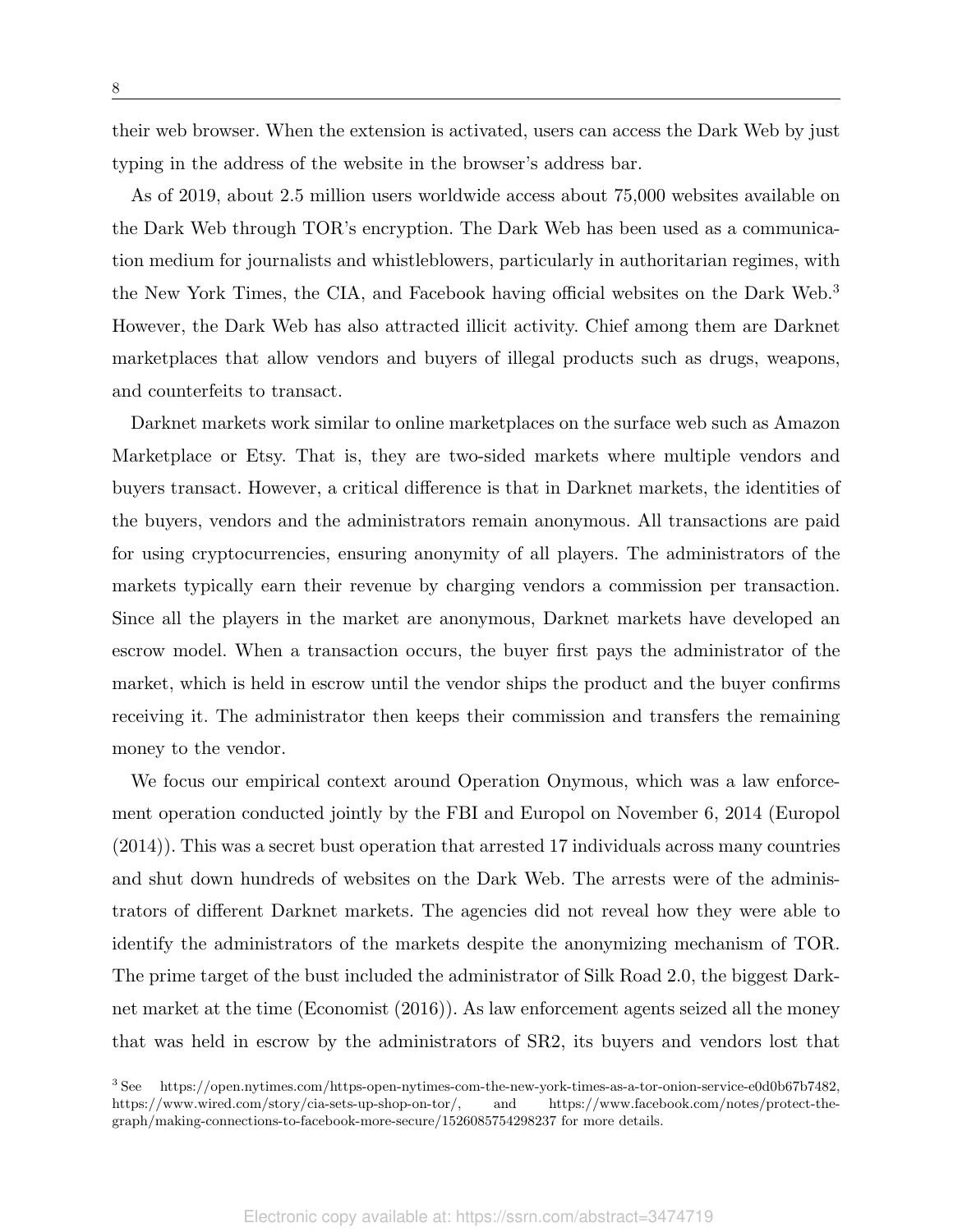their web browser. When the extension is activated, users can access the Dark Web by just typing in the address of the website in the browser's address bar.

As of 2019, about 2.5 million users worldwide access about 75,000 websites available on the Dark Web through TOR's encryption. The Dark Web has been used as a communication medium for journalists and whistleblowers, particularly in authoritarian regimes, with the New York Times, the CIA, and Facebook having official websites on the Dark Web.[3] However, the Dark Web has also attracted illicit activity. Chief among them are Darknet marketplaces that allow vendors and buyers of illegal products such as drugs, weapons, and counterfeits to transact.

Darknet markets work similar to online marketplaces on the surface web such as Amazon Marketplace or Etsy. That is, they are two-sided markets where multiple vendors and buyers transact. However, a critical difference is that in Darknet markets, the identities of the buyers, vendors and the administrators remain anonymous. All transactions are paid for using cryptocurrencies, ensuring anonymity of all players. The administrators of the markets typically earn their revenue by charging vendors a commission per transaction. Since all the players in the market are anonymous, Darknet markets have developed an escrow model. When a transaction occurs, the buyer first pays the administrator of the market, which is held in escrow until the vendor ships the product and the buyer confirms receiving it. The administrator then keeps their commission and transfers the remaining money to the vendor.

We focus our empirical context around Operation Onymous, which was a law enforcement operation conducted jointly by the FBI and Europol on November 6, 2014 (Europol (2014)). This was a secret bust operation that arrested 17 individuals across many countries and shut down hundreds of websites on the Dark Web. The arrests were of the administrators of different Darknet markets. The agencies did not reveal how they were able to identify the administrators of the markets despite the anonymizing mechanism of TOR. The prime target of the bust included the administrator of Silk Road 2.0, the biggest Darknet market at the time (Economist (2016)). As law enforcement agents seized all the money that was held in escrow by the administrators of SR2, its buyers and vendors lost that

[3] See https://open.nytimes.com/https-open-nytimes-com-the-new-york-times-as-a-tor-onion-service-e0d0b67b7482, https://www.wired.com/story/cia-sets-up-shop-on-tor/, and https://www.facebook.com/notes/protect-the-graph/making-connections-to-facebook-more-secure/1526085754298237 for more details.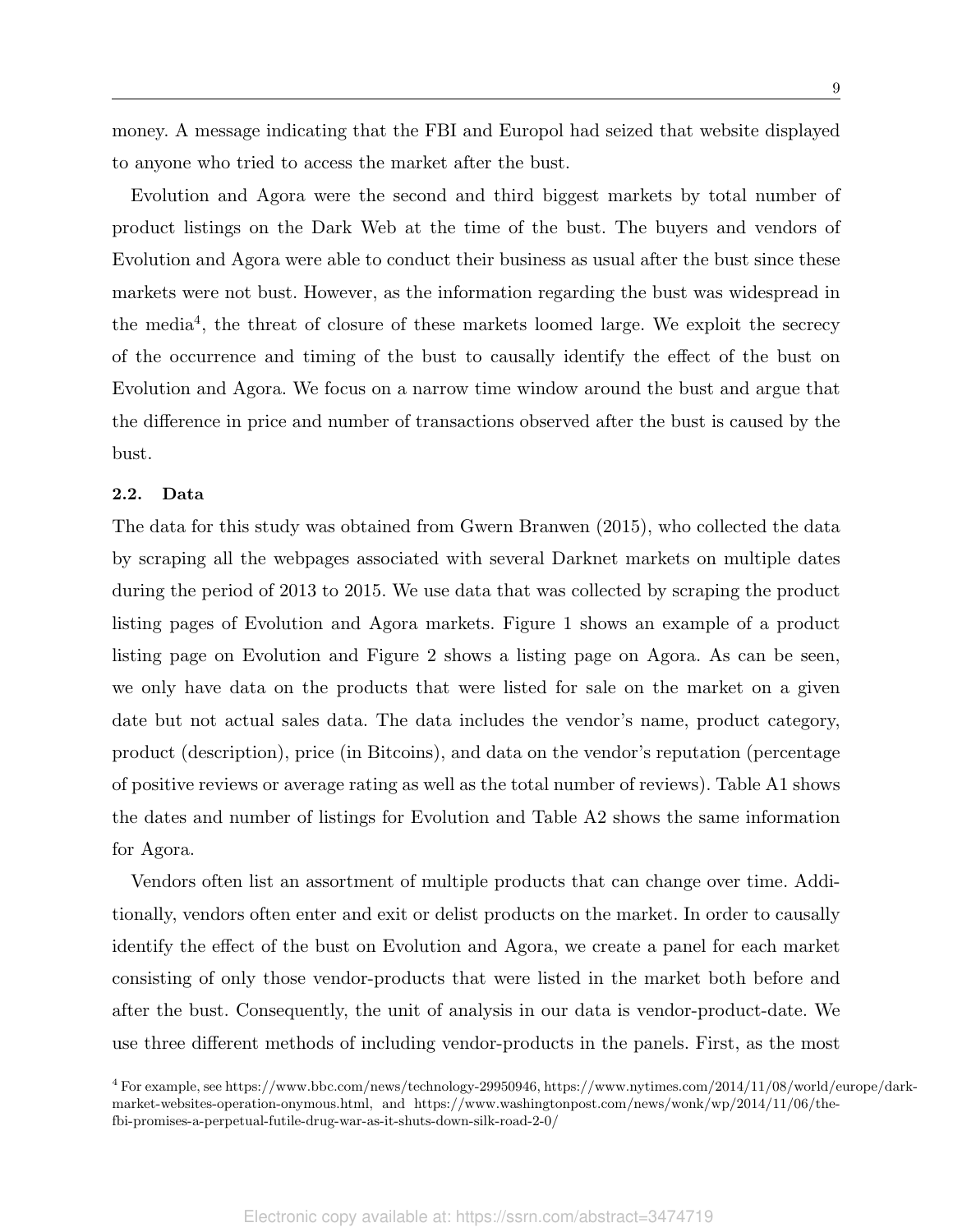money. A message indicating that the FBI and Europol had seized that website displayed to anyone who tried to access the market after the bust.

Evolution and Agora were the second and third biggest markets by total number of product listings on the Dark Web at the time of the bust. The buyers and vendors of Evolution and Agora were able to conduct their business as usual after the bust since these markets were not bust. However, as the information regarding the bust was widespread in the media[4], the threat of closure of these markets loomed large. We exploit the secrecy of the occurrence and timing of the bust to causally identify the effect of the bust on Evolution and Agora. We focus on a narrow time window around the bust and argue that the difference in price and number of transactions observed after the bust is caused by the bust.

### 2.2. Data

The data for this study was obtained from Gwern Branwen (2015), who collected the data by scraping all the webpages associated with several Darknet markets on multiple dates during the period of 2013 to 2015. We use data that was collected by scraping the product listing pages of Evolution and Agora markets. Figure 1 shows an example of a product listing page on Evolution and Figure 2 shows a listing page on Agora. As can be seen, we only have data on the products that were listed for sale on the market on a given date but not actual sales data. The data includes the vendor's name, product category, product (description), price (in Bitcoins), and data on the vendor's reputation (percentage of positive reviews or average rating as well as the total number of reviews). Table A1 shows the dates and number of listings for Evolution and Table A2 shows the same information for Agora.

Vendors often list an assortment of multiple products that can change over time. Additionally, vendors often enter and exit or delist products on the market. In order to causally identify the effect of the bust on Evolution and Agora, we create a panel for each market consisting of only those vendor-products that were listed in the market both before and after the bust. Consequently, the unit of analysis in our data is vendor-product-date. We use three different methods of including vendor-products in the panels. First, as the most

[4] For example, see https://www.bbc.com/news/technology-29950946, https://www.nytimes.com/2014/11/08/world/europe/dark-market-websites-operation-onymous.html, and https://www.washingtonpost.com/news/wonk/wp/2014/11/06/the-fbi-promises-a-perpetual-futile-drug-war-as-it-shuts-down-silk-road-2-0/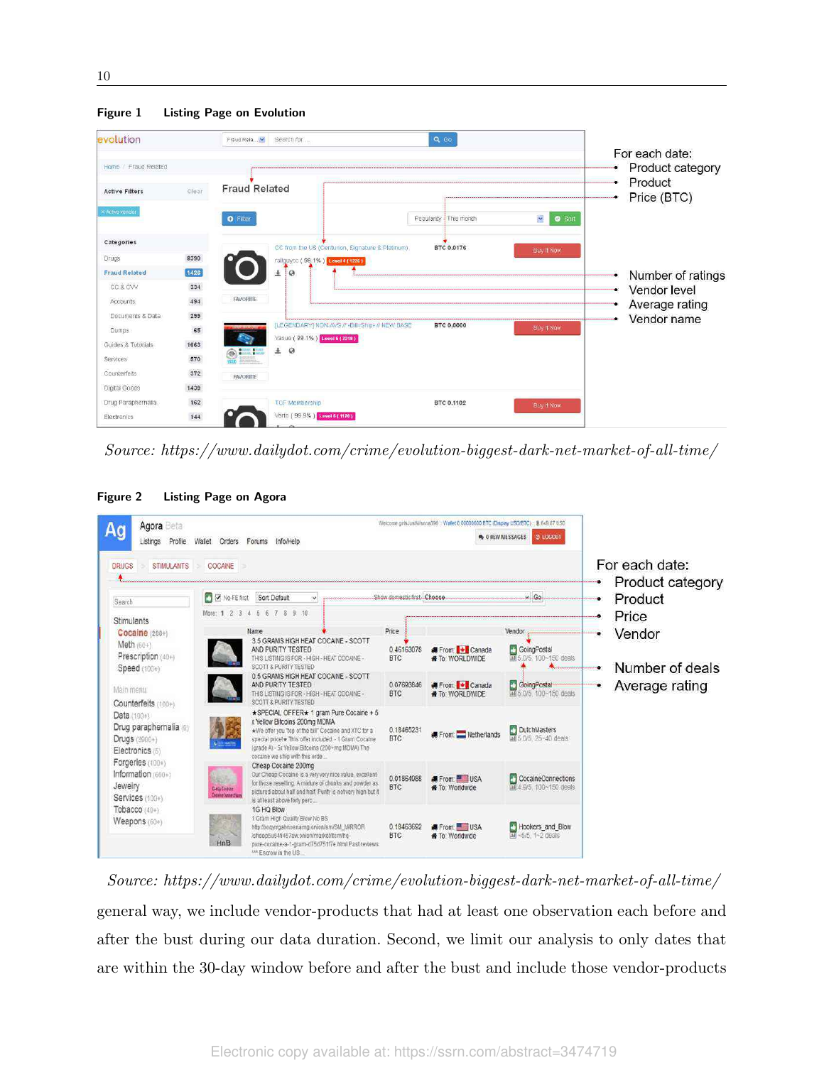**Figure 1 Listing Page on Evolution**

For each date:
- Product category
- Product
- Price (BTC)
- Number of ratings
- Vendor level
- Average rating
- Vendor name

*Source: https://www.dailydot.com/crime/evolution-biggest-dark-net-market-of-all-time/*

**Figure 2 Listing Page on Agora**

For each date:
- Product category
- Product
- Price
- Vendor
- Number of deals
- Average rating

*Source: https://www.dailydot.com/crime/evolution-biggest-dark-net-market-of-all-time/*

general way, we include vendor-products that had at least one observation each before and after the bust during our data duration. Second, we limit our analysis to only dates that are within the 30-day window before and after the bust and include those vendor-products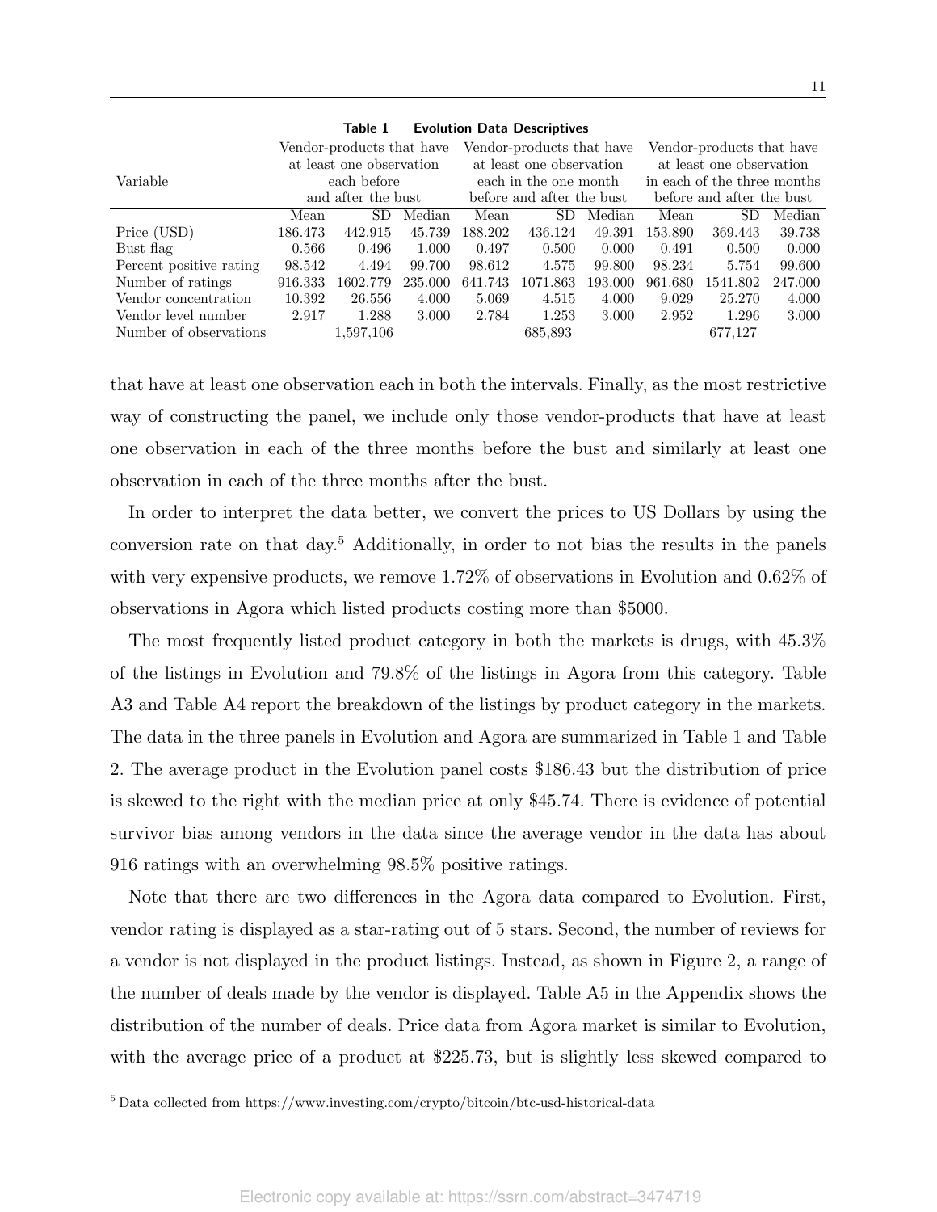**Table 1 Evolution Data Descriptives**

| Variable | Vendor-products that have at least one observation each before and after the bust | | | Vendor-products that have at least one observation each in the one month before and after the bust | | | Vendor-products that have at least one observation in each of the three months before and after the bust | | |
|---|---|---|---|---|---|---|---|---|---|
| | Mean | SD | Median | Mean | SD | Median | Mean | SD | Median |
| Price (USD) | 186.473 | 442.915 | 45.739 | 188.202 | 436.124 | 49.391 | 153.890 | 369.443 | 39.738 |
| Bust flag | 0.566 | 0.496 | 1.000 | 0.497 | 0.500 | 0.000 | 0.491 | 0.500 | 0.000 |
| Percent positive rating | 98.542 | 4.494 | 99.700 | 98.612 | 4.575 | 99.800 | 98.234 | 5.754 | 99.600 |
| Number of ratings | 916.333 | 1602.779 | 235.000 | 641.743 | 1071.863 | 193.000 | 961.680 | 1541.802 | 247.000 |
| Vendor concentration | 10.392 | 26.556 | 4.000 | 5.069 | 4.515 | 4.000 | 9.029 | 25.270 | 4.000 |
| Vendor level number | 2.917 | 1.288 | 3.000 | 2.784 | 1.253 | 3.000 | 2.952 | 1.296 | 3.000 |
| Number of observations | | 1,597,106 | | | 685,893 | | | 677,127 | |

that have at least one observation each in both the intervals. Finally, as the most restrictive way of constructing the panel, we include only those vendor-products that have at least one observation in each of the three months before the bust and similarly at least one observation in each of the three months after the bust.

In order to interpret the data better, we convert the prices to US Dollars by using the conversion rate on that day.[5] Additionally, in order to not bias the results in the panels with very expensive products, we remove 1.72% of observations in Evolution and 0.62% of observations in Agora which listed products costing more than $5000.

The most frequently listed product category in both the markets is drugs, with 45.3% of the listings in Evolution and 79.8% of the listings in Agora from this category. Table A3 and Table A4 report the breakdown of the listings by product category in the markets. The data in the three panels in Evolution and Agora are summarized in Table 1 and Table 2. The average product in the Evolution panel costs $186.43 but the distribution of price is skewed to the right with the median price at only $45.74. There is evidence of potential survivor bias among vendors in the data since the average vendor in the data has about 916 ratings with an overwhelming 98.5% positive ratings.

Note that there are two differences in the Agora data compared to Evolution. First, vendor rating is displayed as a star-rating out of 5 stars. Second, the number of reviews for a vendor is not displayed in the product listings. Instead, as shown in Figure 2, a range of the number of deals made by the vendor is displayed. Table A5 in the Appendix shows the distribution of the number of deals. Price data from Agora market is similar to Evolution, with the average price of a product at $225.73, but is slightly less skewed compared to

[5] Data collected from https://www.investing.com/crypto/bitcoin/btc-usd-historical-data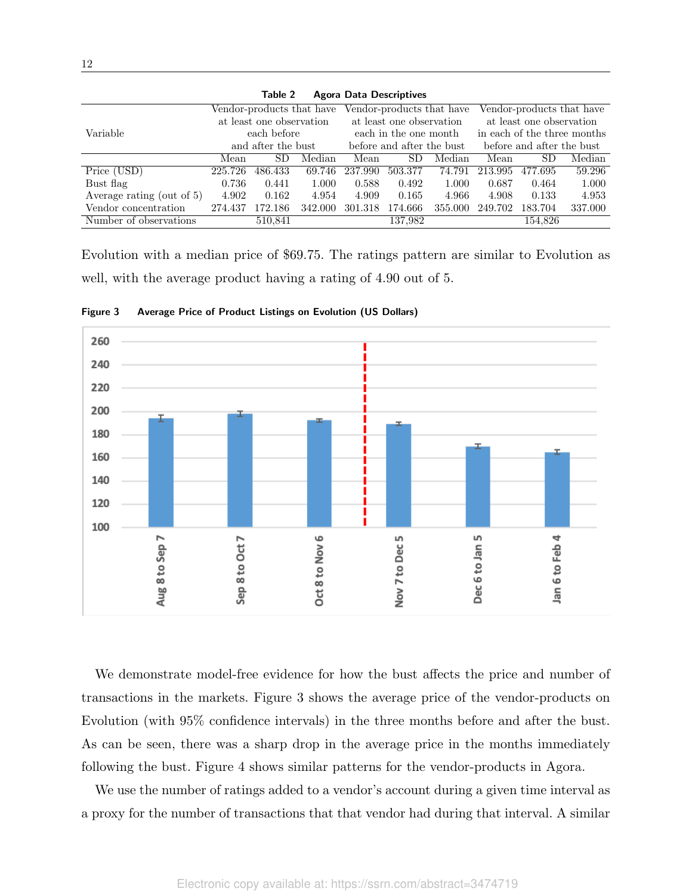**Table 2  Agora Data Descriptives**

| Variable | Vendor-products that have at least one observation each before and after the bust | | | Vendor-products that have at least one observation each in the one month before and after the bust | | | Vendor-products that have at least one observation in each of the three months before and after the bust | | |
|---|---|---|---|---|---|---|---|---|---|
| | Mean | SD | Median | Mean | SD | Median | Mean | SD | Median |
| Price (USD) | 225.726 | 486.433 | 69.746 | 237.990 | 503.377 | 74.791 | 213.995 | 477.695 | 59.296 |
| Bust flag | 0.736 | 0.441 | 1.000 | 0.588 | 0.492 | 1.000 | 0.687 | 0.464 | 1.000 |
| Average rating (out of 5) | 4.902 | 0.162 | 4.954 | 4.909 | 0.165 | 4.966 | 4.908 | 0.133 | 4.953 |
| Vendor concentration | 274.437 | 172.186 | 342.000 | 301.318 | 174.666 | 355.000 | 249.702 | 183.704 | 337.000 |
| Number of observations | | 510,841 | | | 137,982 | | | 154,826 | |

Evolution with a median price of $69.75. The ratings pattern are similar to Evolution as well, with the average product having a rating of 4.90 out of 5.

**Figure 3  Average Price of Product Listings on Evolution (US Dollars)**

We demonstrate model-free evidence for how the bust affects the price and number of transactions in the markets. Figure 3 shows the average price of the vendor-products on Evolution (with 95% confidence intervals) in the three months before and after the bust. As can be seen, there was a sharp drop in the average price in the months immediately following the bust. Figure 4 shows similar patterns for the vendor-products in Agora.

We use the number of ratings added to a vendor's account during a given time interval as a proxy for the number of transactions that that vendor had during that interval. A similar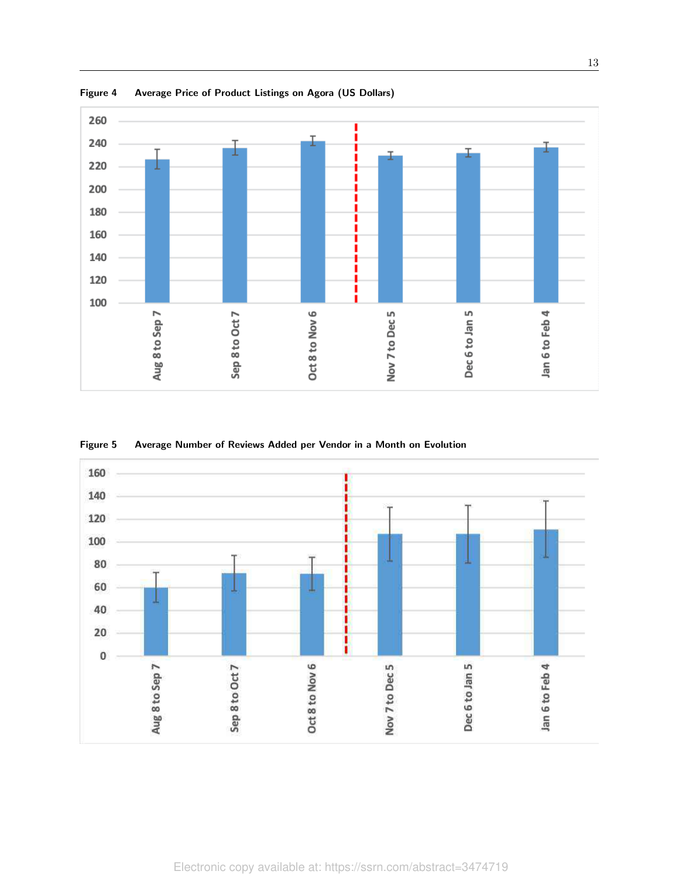**Figure 4** Average Price of Product Listings on Agora (US Dollars)

**Figure 5** Average Number of Reviews Added per Vendor in a Month on Evolution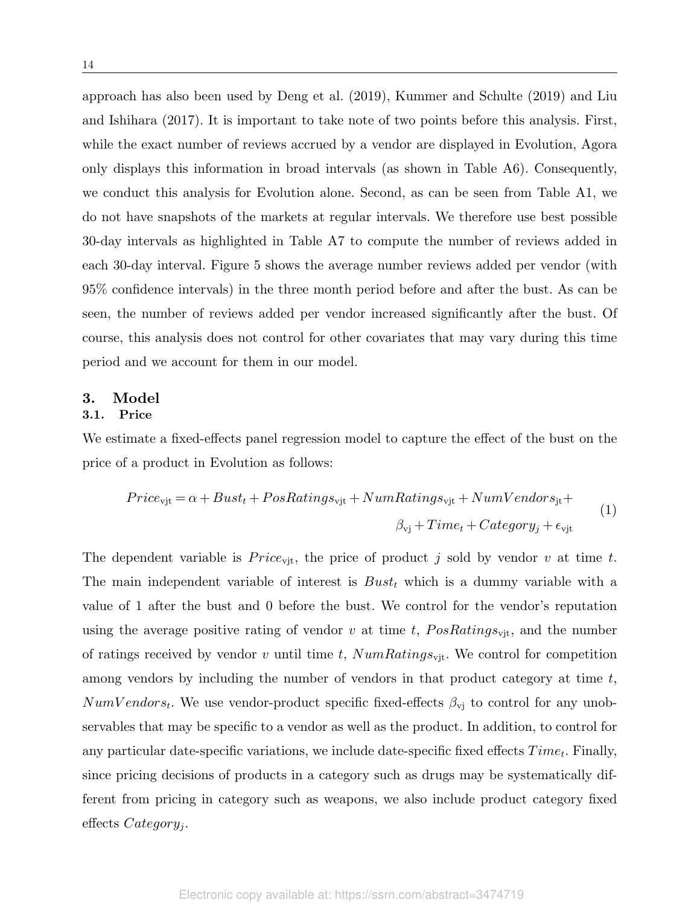approach has also been used by Deng et al. (2019), Kummer and Schulte (2019) and Liu and Ishihara (2017). It is important to take note of two points before this analysis. First, while the exact number of reviews accrued by a vendor are displayed in Evolution, Agora only displays this information in broad intervals (as shown in Table A6). Consequently, we conduct this analysis for Evolution alone. Second, as can be seen from Table A1, we do not have snapshots of the markets at regular intervals. We therefore use best possible 30-day intervals as highlighted in Table A7 to compute the number of reviews added in each 30-day interval. Figure 5 shows the average number reviews added per vendor (with 95% confidence intervals) in the three month period before and after the bust. As can be seen, the number of reviews added per vendor increased significantly after the bust. Of course, this analysis does not control for other covariates that may vary during this time period and we account for them in our model.

## 3. Model

### 3.1. Price

We estimate a fixed-effects panel regression model to capture the effect of the bust on the price of a product in Evolution as follows:

$$
\begin{aligned}
Price_{\mathrm{vjt}} = \alpha + Bust_t + PosRatings_{\mathrm{vjt}} + NumRatings_{\mathrm{vjt}} + NumVendors_{\mathrm{jt}} + \\
\beta_{\mathrm{vj}} + Time_t + Category_j + \epsilon_{\mathrm{vjt}}
\end{aligned}
\tag{1}
$$

The dependent variable is $Price_{\mathrm{vjt}}$, the price of product $j$ sold by vendor $v$ at time $t$. The main independent variable of interest is $Bust_t$ which is a dummy variable with a value of 1 after the bust and 0 before the bust. We control for the vendor's reputation using the average positive rating of vendor $v$ at time $t$, $PosRatings_{\mathrm{vjt}}$, and the number of ratings received by vendor $v$ until time $t$, $NumRatings_{\mathrm{vjt}}$. We control for competition among vendors by including the number of vendors in that product category at time $t$, $NumVendors_t$. We use vendor-product specific fixed-effects $\beta_{\mathrm{vj}}$ to control for any unobservables that may be specific to a vendor as well as the product. In addition, to control for any particular date-specific variations, we include date-specific fixed effects $Time_t$. Finally, since pricing decisions of products in a category such as drugs may be systematically different from pricing in category such as weapons, we also include product category fixed effects $Category_j$.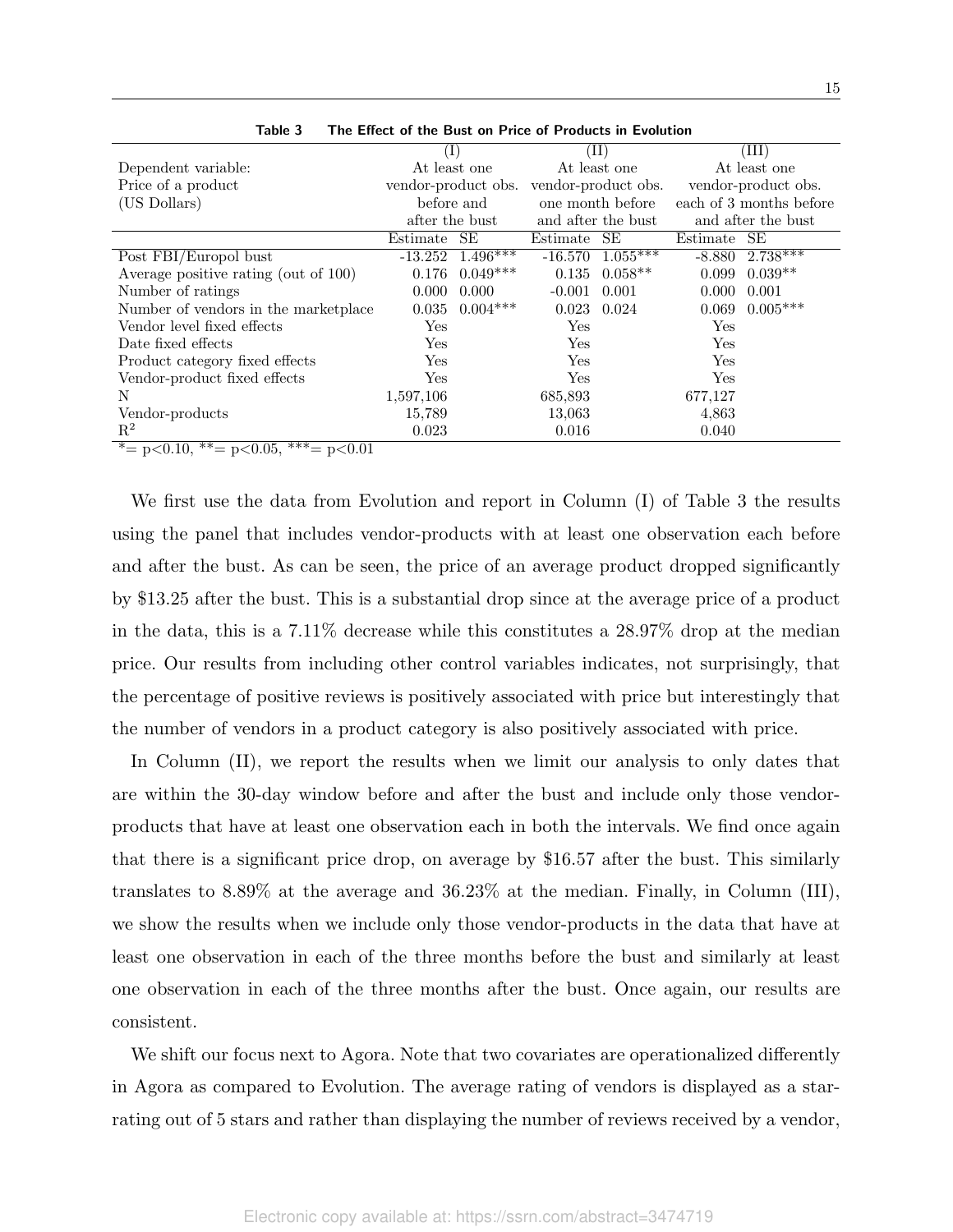**Table 3 The Effect of the Bust on Price of Products in Evolution**

| Dependent variable: Price of a product (US Dollars) | (I) At least one vendor-product obs. before and after the bust | | (II) At least one vendor-product obs. one month before and after the bust | | (III) At least one vendor-product obs. each of 3 months before and after the bust | |
|---|---|---|---|---|---|---|
| | Estimate | SE | Estimate | SE | Estimate | SE |
| Post FBI/Europol bust | -13.252 | 1.496*** | -16.570 | 1.055*** | -8.880 | 2.738*** |
| Average positive rating (out of 100) | 0.176 | 0.049*** | 0.135 | 0.058** | 0.099 | 0.039** |
| Number of ratings | 0.000 | 0.000 | -0.001 | 0.001 | 0.000 | 0.001 |
| Number of vendors in the marketplace | 0.035 | 0.004*** | 0.023 | 0.024 | 0.069 | 0.005*** |
| Vendor level fixed effects | Yes | | Yes | | Yes | |
| Date fixed effects | Yes | | Yes | | Yes | |
| Product category fixed effects | Yes | | Yes | | Yes | |
| Vendor-product fixed effects | Yes | | Yes | | Yes | |
| N | 1,597,106 | | 685,893 | | 677,127 | |
| Vendor-products | 15,789 | | 13,063 | | 4,863 | |
| $R^2$ | 0.023 | | 0.016 | | 0.040 | |

*= p<0.10, **= p<0.05, ***= p<0.01

We first use the data from Evolution and report in Column (I) of Table 3 the results using the panel that includes vendor-products with at least one observation each before and after the bust. As can be seen, the price of an average product dropped significantly by $13.25 after the bust. This is a substantial drop since at the average price of a product in the data, this is a 7.11% decrease while this constitutes a 28.97% drop at the median price. Our results from including other control variables indicates, not surprisingly, that the percentage of positive reviews is positively associated with price but interestingly that the number of vendors in a product category is also positively associated with price.

In Column (II), we report the results when we limit our analysis to only dates that are within the 30-day window before and after the bust and include only those vendor-products that have at least one observation each in both the intervals. We find once again that there is a significant price drop, on average by $16.57 after the bust. This similarly translates to 8.89% at the average and 36.23% at the median. Finally, in Column (III), we show the results when we include only those vendor-products in the data that have at least one observation in each of the three months before the bust and similarly at least one observation in each of the three months after the bust. Once again, our results are consistent.

We shift our focus next to Agora. Note that two covariates are operationalized differently in Agora as compared to Evolution. The average rating of vendors is displayed as a star-rating out of 5 stars and rather than displaying the number of reviews received by a vendor,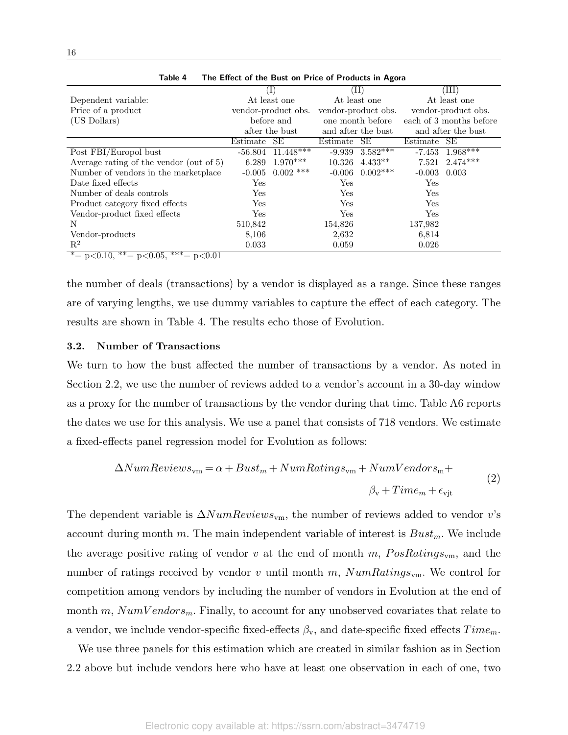**Table 4 The Effect of the Bust on Price of Products in Agora**

| Dependent variable: Price of a product (US Dollars) | (I) At least one vendor-product obs. before and after the bust | | (II) At least one vendor-product obs. one month before and after the bust | | (III) At least one vendor-product obs. each of 3 months before and after the bust | |
|---|---|---|---|---|---|---|
| | Estimate | SE | Estimate | SE | Estimate | SE |
| Post FBI/Europol bust | -56.804 | 11.448*** | -9.939 | 3.582*** | -7.453 | 1.968*** |
| Average rating of the vendor (out of 5) | 6.289 | 1.970*** | 10.326 | 4.433** | 7.521 | 2.474*** |
| Number of vendors in the marketplace | -0.005 | 0.002 *** | -0.006 | 0.002*** | -0.003 | 0.003 |
| Date fixed effects | Yes | | Yes | | Yes | |
| Number of deals controls | Yes | | Yes | | Yes | |
| Product category fixed effects | Yes | | Yes | | Yes | |
| Vendor-product fixed effects | Yes | | Yes | | Yes | |
| N | 510,842 | | 154,826 | | 137,982 | |
| Vendor-products | 8,106 | | 2,632 | | 6,814 | |
| $R^2$ | 0.033 | | 0.059 | | 0.026 | |

*= p<0.10, **= p<0.05, ***= p<0.01

the number of deals (transactions) by a vendor is displayed as a range. Since these ranges are of varying lengths, we use dummy variables to capture the effect of each category. The results are shown in Table 4. The results echo those of Evolution.

### 3.2. Number of Transactions

We turn to how the bust affected the number of transactions by a vendor. As noted in Section 2.2, we use the number of reviews added to a vendor's account in a 30-day window as a proxy for the number of transactions by the vendor during that time. Table A6 reports the dates we use for this analysis. We use a panel that consists of 718 vendors. We estimate a fixed-effects panel regression model for Evolution as follows:

$$\Delta NumReviews_{\text{vm}} = \alpha + Bust_m + NumRatings_{\text{vm}} + NumVendors_{\text{m}} + \beta_{\text{v}} + Time_m + \epsilon_{\text{vjt}} \tag{2}$$

The dependent variable is $\Delta NumReviews_{\text{vm}}$, the number of reviews added to vendor $v$'s account during month $m$. The main independent variable of interest is $Bust_m$. We include the average positive rating of vendor $v$ at the end of month $m$, $PosRatings_{\text{vm}}$, and the number of ratings received by vendor $v$ until month $m$, $NumRatings_{\text{vm}}$. We control for competition among vendors by including the number of vendors in Evolution at the end of month $m$, $NumVendors_m$. Finally, to account for any unobserved covariates that relate to a vendor, we include vendor-specific fixed-effects $\beta_{\text{v}}$, and date-specific fixed effects $Time_m$.

We use three panels for this estimation which are created in similar fashion as in Section 2.2 above but include vendors here who have at least one observation in each of one, two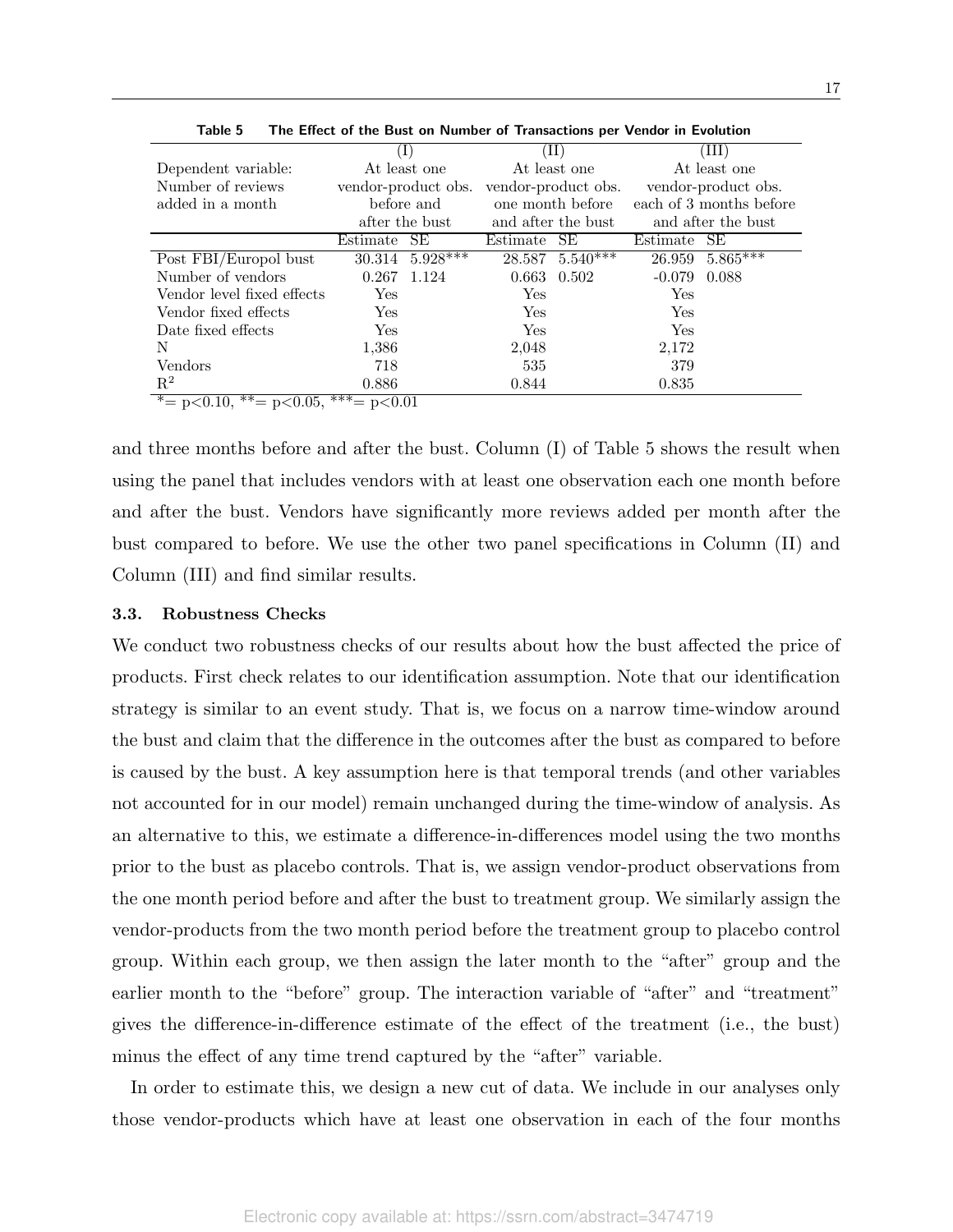**Table 5 The Effect of the Bust on Number of Transactions per Vendor in Evolution**

| | (I) | | (II) | | (III) | |
|---|---|---|---|---|---|---|
| Dependent variable: Number of reviews added in a month | At least one vendor-product obs. before and after the bust | | At least one vendor-product obs. one month before and after the bust | | At least one vendor-product obs. each of 3 months before and after the bust | |
| | Estimate | SE | Estimate | SE | Estimate | SE |
| Post FBI/Europol bust | 30.314 | 5.928*** | 28.587 | 5.540*** | 26.959 | 5.865*** |
| Number of vendors | 0.267 | 1.124 | 0.663 | 0.502 | -0.079 | 0.088 |
| Vendor level fixed effects | Yes | | Yes | | Yes | |
| Vendor fixed effects | Yes | | Yes | | Yes | |
| Date fixed effects | Yes | | Yes | | Yes | |
| N | 1,386 | | 2,048 | | 2,172 | |
| Vendors | 718 | | 535 | | 379 | |
| $R^2$ | 0.886 | | 0.844 | | 0.835 | |

*= p<0.10, **= p<0.05, ***= p<0.01

and three months before and after the bust. Column (I) of Table 5 shows the result when using the panel that includes vendors with at least one observation each one month before and after the bust. Vendors have significantly more reviews added per month after the bust compared to before. We use the other two panel specifications in Column (II) and Column (III) and find similar results.

### 3.3. Robustness Checks

We conduct two robustness checks of our results about how the bust affected the price of products. First check relates to our identification assumption. Note that our identification strategy is similar to an event study. That is, we focus on a narrow time-window around the bust and claim that the difference in the outcomes after the bust as compared to before is caused by the bust. A key assumption here is that temporal trends (and other variables not accounted for in our model) remain unchanged during the time-window of analysis. As an alternative to this, we estimate a difference-in-differences model using the two months prior to the bust as placebo controls. That is, we assign vendor-product observations from the one month period before and after the bust to treatment group. We similarly assign the vendor-products from the two month period before the treatment group to placebo control group. Within each group, we then assign the later month to the "after" group and the earlier month to the "before" group. The interaction variable of "after" and "treatment" gives the difference-in-difference estimate of the effect of the treatment (i.e., the bust) minus the effect of any time trend captured by the "after" variable.

In order to estimate this, we design a new cut of data. We include in our analyses only those vendor-products which have at least one observation in each of the four months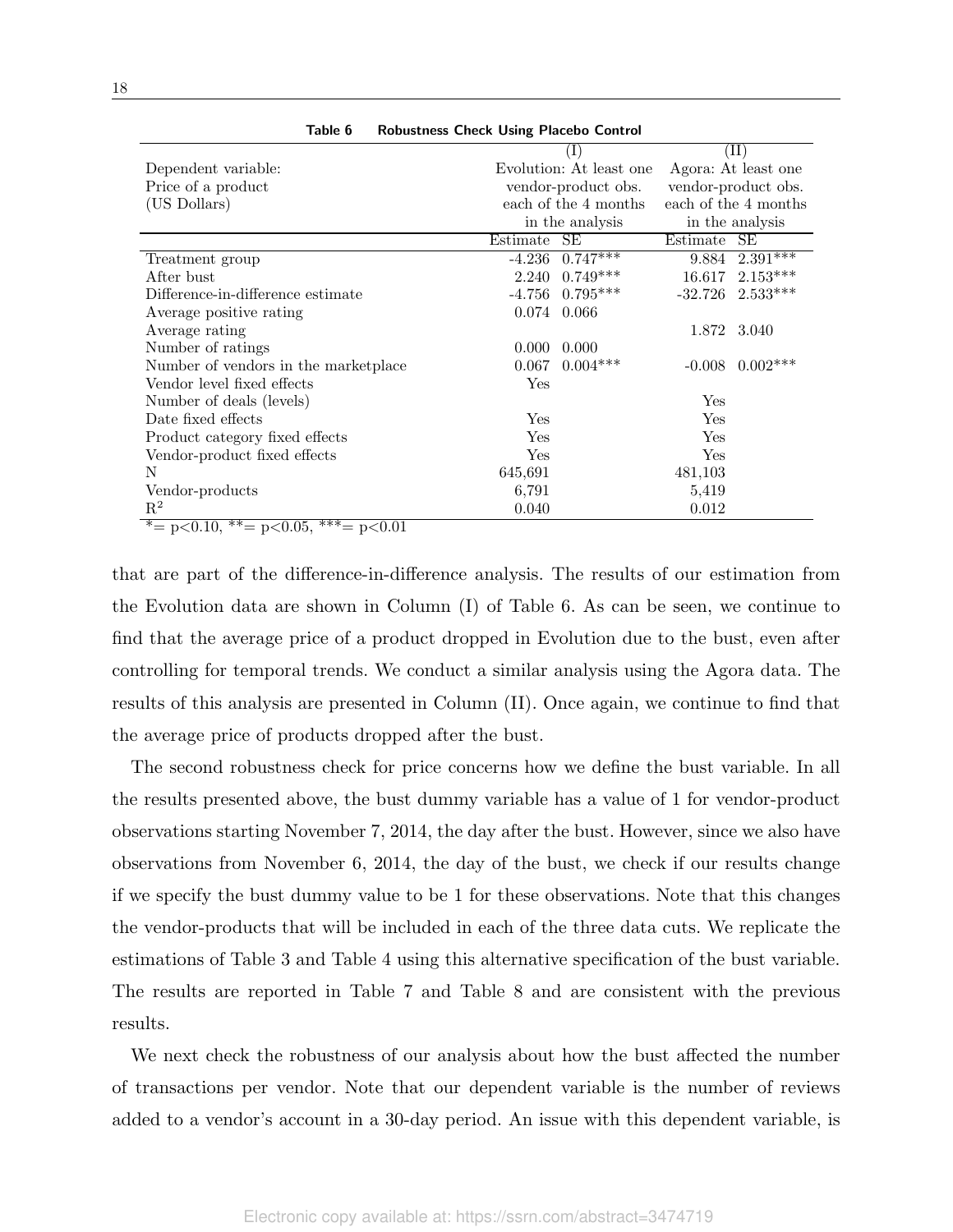Table 6 **Robustness Check Using Placebo Control**

| Dependent variable: Price of a product (US Dollars) | (I) Evolution: At least one vendor-product obs. each of the 4 months in the analysis | | (II) Agora: At least one vendor-product obs. each of the 4 months in the analysis | |
|---|---|---|---|---|
| | Estimate | SE | Estimate | SE |
| Treatment group | -4.236 | 0.747*** | 9.884 | 2.391*** |
| After bust | 2.240 | 0.749*** | 16.617 | 2.153*** |
| Difference-in-difference estimate | -4.756 | 0.795*** | -32.726 | 2.533*** |
| Average positive rating | 0.074 | 0.066 | | |
| Average rating | | | 1.872 | 3.040 |
| Number of ratings | 0.000 | 0.000 | | |
| Number of vendors in the marketplace | 0.067 | 0.004*** | -0.008 | 0.002*** |
| Vendor level fixed effects | Yes | | | |
| Number of deals (levels) | | | Yes | |
| Date fixed effects | Yes | | Yes | |
| Product category fixed effects | Yes | | Yes | |
| Vendor-product fixed effects | Yes | | Yes | |
| N | 645,691 | | 481,103 | |
| Vendor-products | 6,791 | | 5,419 | |
| $R^2$ | 0.040 | | 0.012 | |

*= p<0.10, **= p<0.05, ***= p<0.01

that are part of the difference-in-difference analysis. The results of our estimation from the Evolution data are shown in Column (I) of Table 6. As can be seen, we continue to find that the average price of a product dropped in Evolution due to the bust, even after controlling for temporal trends. We conduct a similar analysis using the Agora data. The results of this analysis are presented in Column (II). Once again, we continue to find that the average price of products dropped after the bust.

The second robustness check for price concerns how we define the bust variable. In all the results presented above, the bust dummy variable has a value of 1 for vendor-product observations starting November 7, 2014, the day after the bust. However, since we also have observations from November 6, 2014, the day of the bust, we check if our results change if we specify the bust dummy value to be 1 for these observations. Note that this changes the vendor-products that will be included in each of the three data cuts. We replicate the estimations of Table 3 and Table 4 using this alternative specification of the bust variable. The results are reported in Table 7 and Table 8 and are consistent with the previous results.

We next check the robustness of our analysis about how the bust affected the number of transactions per vendor. Note that our dependent variable is the number of reviews added to a vendor's account in a 30-day period. An issue with this dependent variable, is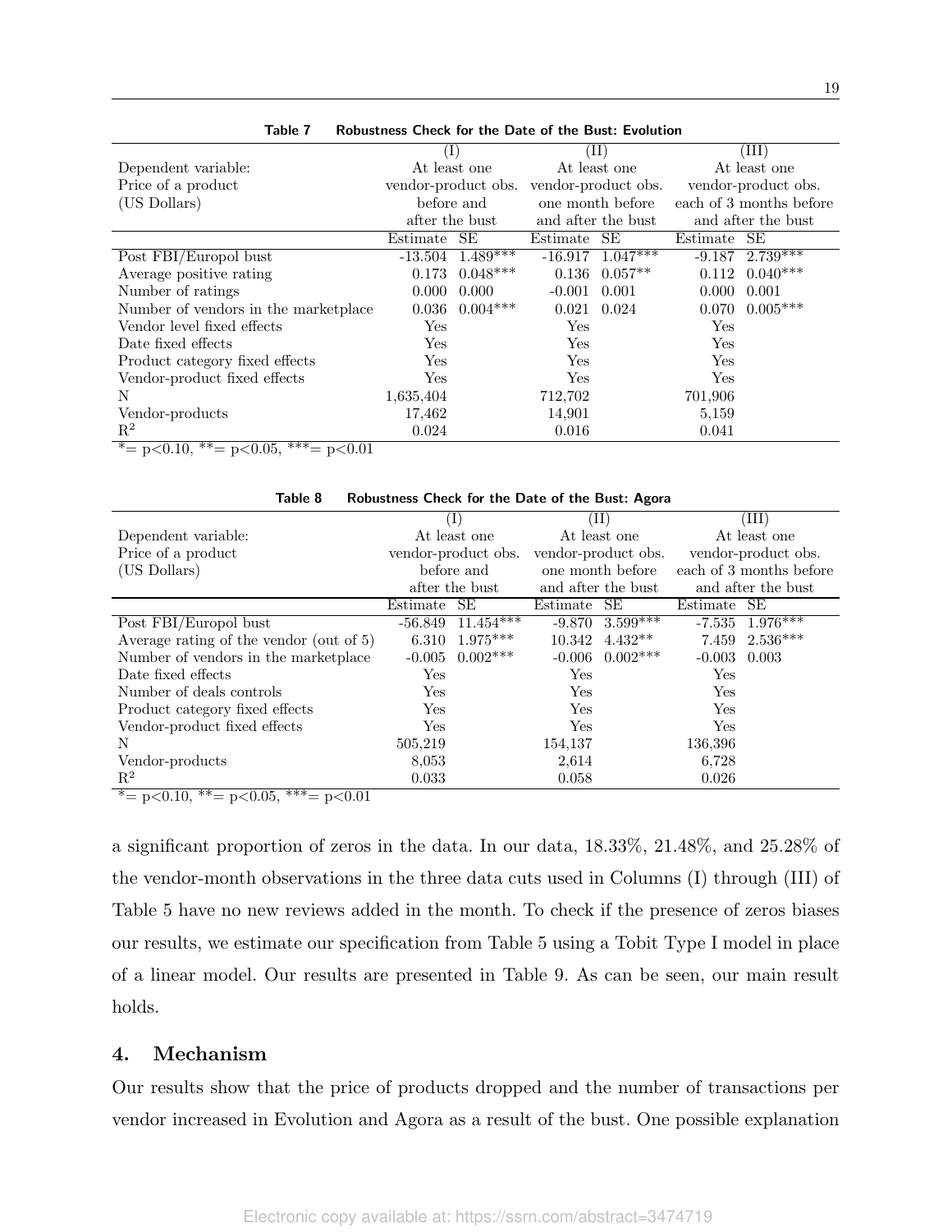**Table 7 Robustness Check for the Date of the Bust: Evolution**

| Dependent variable: Price of a product (US Dollars) | (I) At least one vendor-product obs. before and after the bust | | (II) At least one vendor-product obs. one month before and after the bust | | (III) At least one vendor-product obs. each of 3 months before and after the bust | |
|---|---|---|---|---|---|---|
| | Estimate | SE | Estimate | SE | Estimate | SE |
| Post FBI/Europol bust | -13.504 | 1.489*** | -16.917 | 1.047*** | -9.187 | 2.739*** |
| Average positive rating | 0.173 | 0.048*** | 0.136 | 0.057** | 0.112 | 0.040*** |
| Number of ratings | 0.000 | 0.000 | -0.001 | 0.001 | 0.000 | 0.001 |
| Number of vendors in the marketplace | 0.036 | 0.004*** | 0.021 | 0.024 | 0.070 | 0.005*** |
| Vendor level fixed effects | Yes | | Yes | | Yes | |
| Date fixed effects | Yes | | Yes | | Yes | |
| Product category fixed effects | Yes | | Yes | | Yes | |
| Vendor-product fixed effects | Yes | | Yes | | Yes | |
| N | 1,635,404 | | 712,702 | | 701,906 | |
| Vendor-products | 17,462 | | 14,901 | | 5,159 | |
| $R^2$ | 0.024 | | 0.016 | | 0.041 | |

*= p<0.10, **= p<0.05, ***= p<0.01

**Table 8 Robustness Check for the Date of the Bust: Agora**

| Dependent variable: Price of a product (US Dollars) | (I) At least one vendor-product obs. before and after the bust | | (II) At least one vendor-product obs. one month before and after the bust | | (III) At least one vendor-product obs. each of 3 months before and after the bust | |
|---|---|---|---|---|---|---|
| | Estimate | SE | Estimate | SE | Estimate | SE |
| Post FBI/Europol bust | -56.849 | 11.454*** | -9.870 | 3.599*** | -7.535 | 1.976*** |
| Average rating of the vendor (out of 5) | 6.310 | 1.975*** | 10.342 | 4.432** | 7.459 | 2.536*** |
| Number of vendors in the marketplace | -0.005 | 0.002*** | -0.006 | 0.002*** | -0.003 | 0.003 |
| Date fixed effects | Yes | | Yes | | Yes | |
| Number of deals controls | Yes | | Yes | | Yes | |
| Product category fixed effects | Yes | | Yes | | Yes | |
| Vendor-product fixed effects | Yes | | Yes | | Yes | |
| N | 505,219 | | 154,137 | | 136,396 | |
| Vendor-products | 8,053 | | 2,614 | | 6,728 | |
| $R^2$ | 0.033 | | 0.058 | | 0.026 | |

*= p<0.10, **= p<0.05, ***= p<0.01

a significant proportion of zeros in the data. In our data, 18.33%, 21.48%, and 25.28% of the vendor-month observations in the three data cuts used in Columns (I) through (III) of Table 5 have no new reviews added in the month. To check if the presence of zeros biases our results, we estimate our specification from Table 5 using a Tobit Type I model in place of a linear model. Our results are presented in Table 9. As can be seen, our main result holds.

## 4. Mechanism

Our results show that the price of products dropped and the number of transactions per vendor increased in Evolution and Agora as a result of the bust. One possible explanation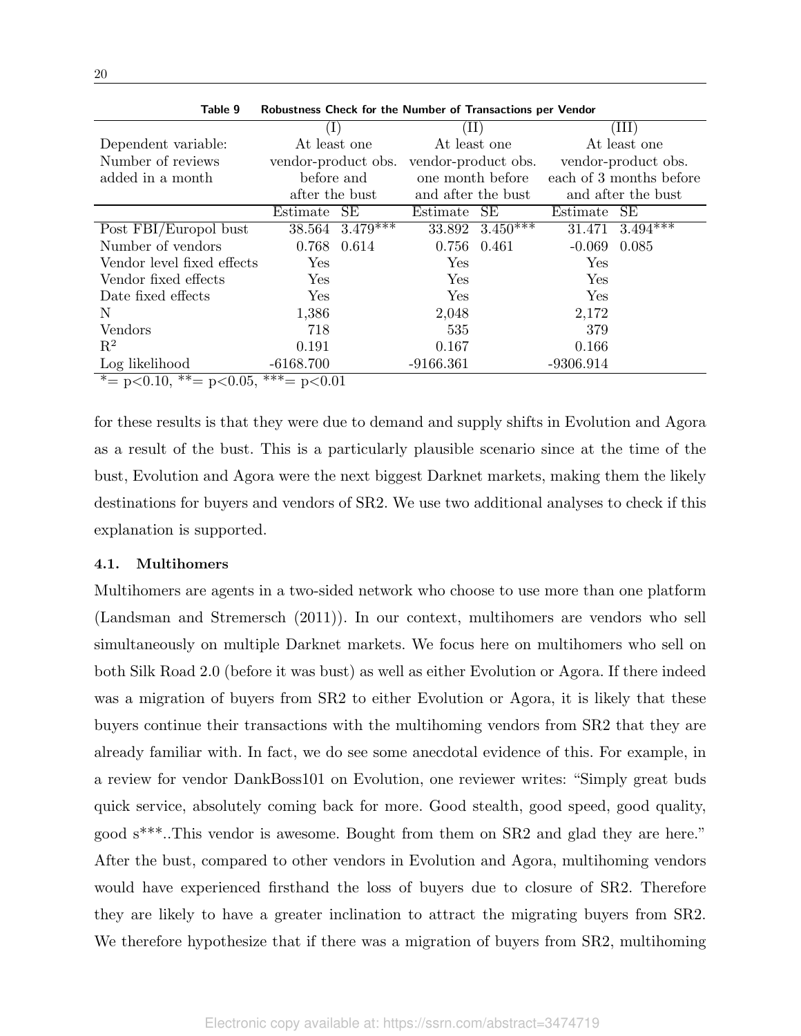**Table 9 Robustness Check for the Number of Transactions per Vendor**

| | (I) | | (II) | | (III) | |
|---|---|---|---|---|---|---|
| Dependent variable: Number of reviews added in a month | At least one vendor-product obs. before and after the bust | | At least one vendor-product obs. one month before and after the bust | | At least one vendor-product obs. each of 3 months before and after the bust | |
| | Estimate | SE | Estimate | SE | Estimate | SE |
| Post FBI/Europol bust | 38.564 | 3.479*** | 33.892 | 3.450*** | 31.471 | 3.494*** |
| Number of vendors | 0.768 | 0.614 | 0.756 | 0.461 | -0.069 | 0.085 |
| Vendor level fixed effects | Yes | | Yes | | Yes | |
| Vendor fixed effects | Yes | | Yes | | Yes | |
| Date fixed effects | Yes | | Yes | | Yes | |
| N | 1,386 | | 2,048 | | 2,172 | |
| Vendors | 718 | | 535 | | 379 | |
| $R^2$ | 0.191 | | 0.167 | | 0.166 | |
| Log likelihood | -6168.700 | | -9166.361 | | -9306.914 | |

*= p<0.10, **= p<0.05, ***= p<0.01

for these results is that they were due to demand and supply shifts in Evolution and Agora as a result of the bust. This is a particularly plausible scenario since at the time of the bust, Evolution and Agora were the next biggest Darknet markets, making them the likely destinations for buyers and vendors of SR2. We use two additional analyses to check if this explanation is supported.

### 4.1. Multihomers

Multihomers are agents in a two-sided network who choose to use more than one platform (Landsman and Stremersch (2011)). In our context, multihomers are vendors who sell simultaneously on multiple Darknet markets. We focus here on multihomers who sell on both Silk Road 2.0 (before it was bust) as well as either Evolution or Agora. If there indeed was a migration of buyers from SR2 to either Evolution or Agora, it is likely that these buyers continue their transactions with the multihoming vendors from SR2 that they are already familiar with. In fact, we do see some anecdotal evidence of this. For example, in a review for vendor DankBoss101 on Evolution, one reviewer writes: "Simply great buds quick service, absolutely coming back for more. Good stealth, good speed, good quality, good s***..This vendor is awesome. Bought from them on SR2 and glad they are here." After the bust, compared to other vendors in Evolution and Agora, multihoming vendors would have experienced firsthand the loss of buyers due to closure of SR2. Therefore they are likely to have a greater inclination to attract the migrating buyers from SR2. We therefore hypothesize that if there was a migration of buyers from SR2, multihoming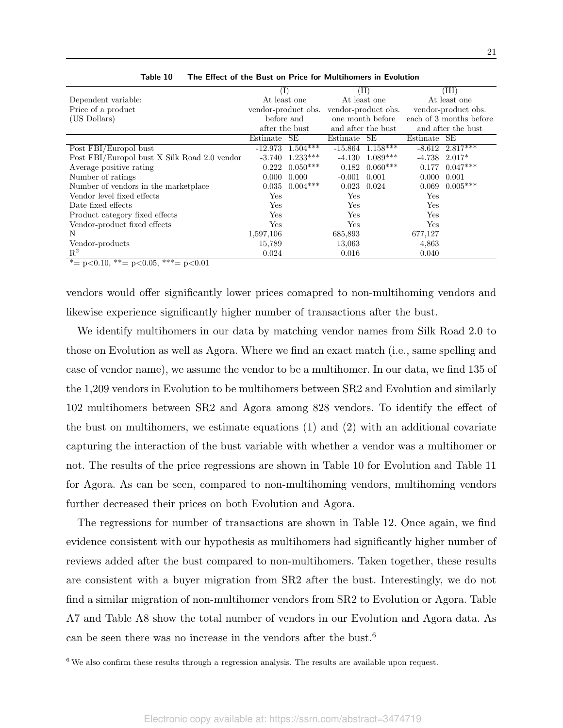**Table 10 The Effect of the Bust on Price for Multihomers in Evolution**

| Dependent variable: Price of a product (US Dollars) | (I) At least one vendor-product obs. before and after the bust | | (II) At least one vendor-product obs. one month before and after the bust | | (III) At least one vendor-product obs. each of 3 months before and after the bust | |
|---|---|---|---|---|---|---|
| | Estimate | SE | Estimate | SE | Estimate | SE |
| Post FBI/Europol bust | -12.973 | 1.504*** | -15.864 | 1.158*** | -8.612 | 2.817*** |
| Post FBI/Europol bust X Silk Road 2.0 vendor | -3.740 | 1.233*** | -4.130 | 1.089*** | -4.738 | 2.017* |
| Average positive rating | 0.222 | 0.050*** | 0.182 | 0.060*** | 0.177 | 0.047*** |
| Number of ratings | 0.000 | 0.000 | -0.001 | 0.001 | 0.000 | 0.001 |
| Number of vendors in the marketplace | 0.035 | 0.004*** | 0.023 | 0.024 | 0.069 | 0.005*** |
| Vendor level fixed effects | Yes | | Yes | | Yes | |
| Date fixed effects | Yes | | Yes | | Yes | |
| Product category fixed effects | Yes | | Yes | | Yes | |
| Vendor-product fixed effects | Yes | | Yes | | Yes | |
| N | 1,597,106 | | 685,893 | | 677,127 | |
| Vendor-products | 15,789 | | 13,063 | | 4,863 | |
| $R^2$ | 0.024 | | 0.016 | | 0.040 | |

*= p<0.10, **= p<0.05, ***= p<0.01

vendors would offer significantly lower prices comapred to non-multihoming vendors and likewise experience significantly higher number of transactions after the bust.

We identify multihomers in our data by matching vendor names from Silk Road 2.0 to those on Evolution as well as Agora. Where we find an exact match (i.e., same spelling and case of vendor name), we assume the vendor to be a multihomer. In our data, we find 135 of the 1,209 vendors in Evolution to be multihomers between SR2 and Evolution and similarly 102 multihomers between SR2 and Agora among 828 vendors. To identify the effect of the bust on multihomers, we estimate equations (1) and (2) with an additional covariate capturing the interaction of the bust variable with whether a vendor was a multihomer or not. The results of the price regressions are shown in Table 10 for Evolution and Table 11 for Agora. As can be seen, compared to non-multihoming vendors, multihoming vendors further decreased their prices on both Evolution and Agora.

The regressions for number of transactions are shown in Table 12. Once again, we find evidence consistent with our hypothesis as multihomers had significantly higher number of reviews added after the bust compared to non-multihomers. Taken together, these results are consistent with a buyer migration from SR2 after the bust. Interestingly, we do not find a similar migration of non-multihomer vendors from SR2 to Evolution or Agora. Table A7 and Table A8 show the total number of vendors in our Evolution and Agora data. As can be seen there was no increase in the vendors after the bust.[6]

[6] We also confirm these results through a regression analysis. The results are available upon request.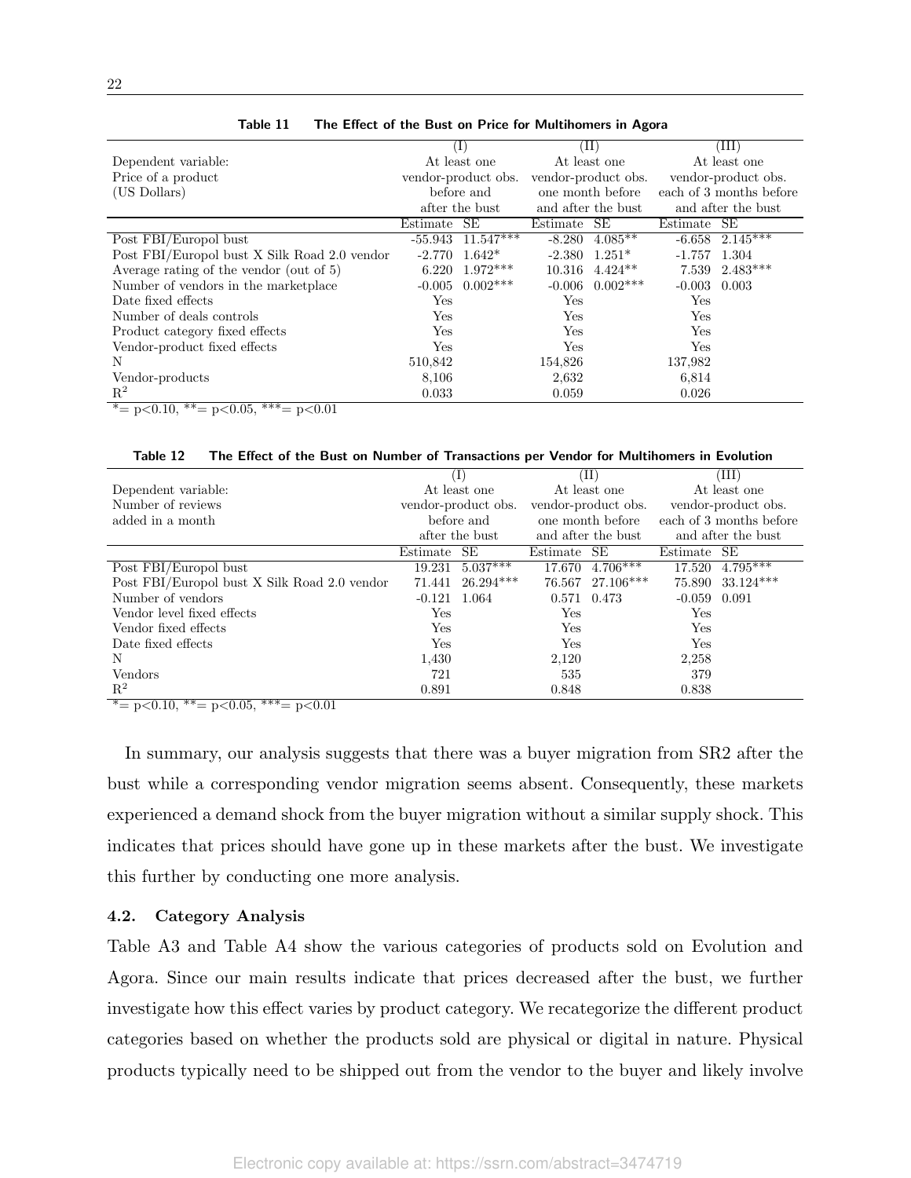**Table 11 The Effect of the Bust on Price for Multihomers in Agora**

| Dependent variable: Price of a product (US Dollars) | (I) At least one vendor-product obs. before and after the bust | | (II) At least one vendor-product obs. one month before and after the bust | | (III) At least one vendor-product obs. each of 3 months before and after the bust | |
|---|---|---|---|---|---|---|
| | Estimate | SE | Estimate | SE | Estimate | SE |
| Post FBI/Europol bust | -55.943 | 11.547*** | -8.280 | 4.085** | -6.658 | 2.145*** |
| Post FBI/Europol bust X Silk Road 2.0 vendor | -2.770 | 1.642* | -2.380 | 1.251* | -1.757 | 1.304 |
| Average rating of the vendor (out of 5) | 6.220 | 1.972*** | 10.316 | 4.424** | 7.539 | 2.483*** |
| Number of vendors in the marketplace | -0.005 | 0.002*** | -0.006 | 0.002*** | -0.003 | 0.003 |
| Date fixed effects | Yes | | Yes | | Yes | |
| Number of deals controls | Yes | | Yes | | Yes | |
| Product category fixed effects | Yes | | Yes | | Yes | |
| Vendor-product fixed effects | Yes | | Yes | | Yes | |
| N | 510,842 | | 154,826 | | 137,982 | |
| Vendor-products | 8,106 | | 2,632 | | 6,814 | |
| $R^2$ | 0.033 | | 0.059 | | 0.026 | |

*= p<0.10, **= p<0.05, ***= p<0.01

**Table 12 The Effect of the Bust on Number of Transactions per Vendor for Multihomers in Evolution**

| Dependent variable: Number of reviews added in a month | (I) At least one vendor-product obs. before and after the bust | | (II) At least one vendor-product obs. one month before and after the bust | | (III) At least one vendor-product obs. each of 3 months before and after the bust | |
|---|---|---|---|---|---|---|
| | Estimate | SE | Estimate | SE | Estimate | SE |
| Post FBI/Europol bust | 19.231 | 5.037*** | 17.670 | 4.706*** | 17.520 | 4.795*** |
| Post FBI/Europol bust X Silk Road 2.0 vendor | 71.441 | 26.294*** | 76.567 | 27.106*** | 75.890 | 33.124*** |
| Number of vendors | -0.121 | 1.064 | 0.571 | 0.473 | -0.059 | 0.091 |
| Vendor level fixed effects | Yes | | Yes | | Yes | |
| Vendor fixed effects | Yes | | Yes | | Yes | |
| Date fixed effects | Yes | | Yes | | Yes | |
| N | 1,430 | | 2,120 | | 2,258 | |
| Vendors | 721 | | 535 | | 379 | |
| $R^2$ | 0.891 | | 0.848 | | 0.838 | |

*= p<0.10, **= p<0.05, ***= p<0.01

In summary, our analysis suggests that there was a buyer migration from SR2 after the bust while a corresponding vendor migration seems absent. Consequently, these markets experienced a demand shock from the buyer migration without a similar supply shock. This indicates that prices should have gone up in these markets after the bust. We investigate this further by conducting one more analysis.

### 4.2. Category Analysis

Table A3 and Table A4 show the various categories of products sold on Evolution and Agora. Since our main results indicate that prices decreased after the bust, we further investigate how this effect varies by product category. We recategorize the different product categories based on whether the products sold are physical or digital in nature. Physical products typically need to be shipped out from the vendor to the buyer and likely involve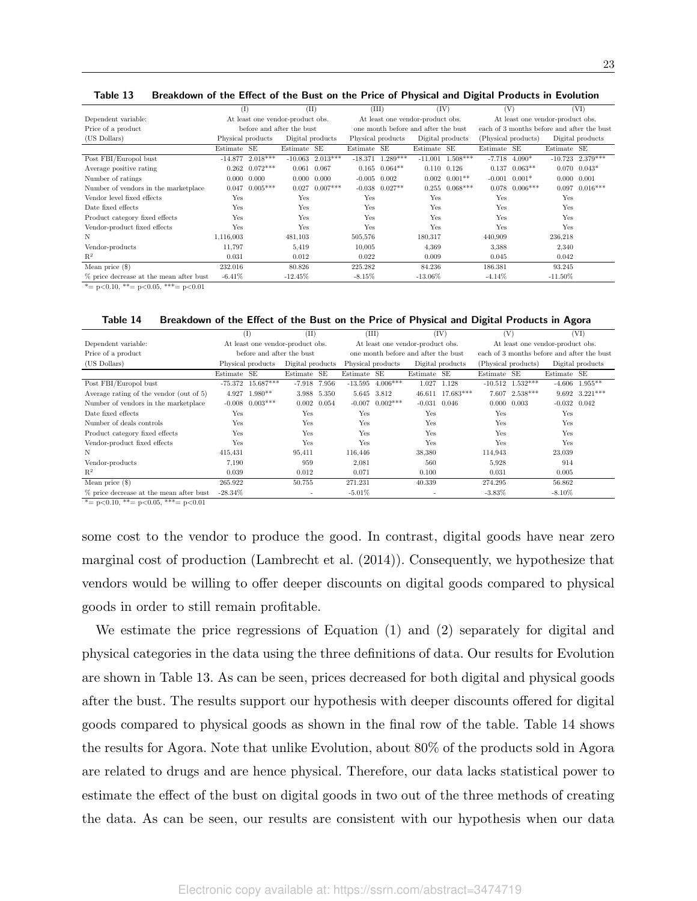**Table 13 Breakdown of the Effect of the Bust on the Price of Physical and Digital Products in Evolution**

| | (I) | | (II) | | (III) | | (IV) | | (V) | | (VI) | |
|---|---|---|---|---|---|---|---|---|---|---|---|---|
| Dependent variable: | At least one vendor-product obs. | | | | At least one vendor-product obs. | | | | At least one vendor-product obs. | | | |
| Price of a product | before and after the bust | | | | one month before and after the bust | | | | each of 3 months before and after the bust | | | |
| (US Dollars) | Physical products | | Digital products | | Physical products | | Digital products | | (Physical products) | | Digital products | |
| | Estimate | SE | Estimate | SE | Estimate | SE | Estimate | SE | Estimate | SE | Estimate | SE |
| Post FBI/Europol bust | -14.877 | 2.018*** | -10.063 | 2.013*** | -18.371 | 1.289*** | -11.001 | 1.508*** | -7.718 | 4.090* | -10.723 | 2.379*** |
| Average positive rating | 0.262 | 0.072*** | 0.061 | 0.067 | 0.165 | 0.064** | 0.110 | 0.126 | 0.137 | 0.063** | 0.070 | 0.043* |
| Number of ratings | 0.000 | 0.000 | 0.000 | 0.000 | -0.005 | 0.002 | 0.002 | 0.001** | -0.001 | 0.001* | 0.000 | 0.001 |
| Number of vendors in the marketplace | 0.047 | 0.005*** | 0.027 | 0.007*** | -0.038 | 0.027** | 0.255 | 0.068*** | 0.078 | 0.006*** | 0.097 | 0.016*** |
| Vendor level fixed effects | Yes | | Yes | | Yes | | Yes | | Yes | | Yes | |
| Date fixed effects | Yes | | Yes | | Yes | | Yes | | Yes | | Yes | |
| Product category fixed effects | Yes | | Yes | | Yes | | Yes | | Yes | | Yes | |
| Vendor-product fixed effects | Yes | | Yes | | Yes | | Yes | | Yes | | Yes | |
| N | 1,116,003 | | 481,103 | | 505,576 | | 180,317 | | 440,909 | | 236,218 | |
| Vendor-products | 11,797 | | 5,419 | | 10,005 | | 4,369 | | 3,388 | | 2,340 | |
| $R^2$ | 0.031 | | 0.012 | | 0.022 | | 0.009 | | 0.045 | | 0.042 | |
| Mean price ($) | 232.016 | | 80.826 | | 225.282 | | 84.236 | | 186.381 | | 93.245 | |
| % price decrease at the mean after bust | -6.41% | | -12.45% | | -8.15% | | -13.06% | | -4.14% | | -11.50% | |

*= p<0.10, **= p<0.05, ***= p<0.01

**Table 14 Breakdown of the Effect of the Bust on the Price of Physical and Digital Products in Agora**

| | (I) | | (II) | | (III) | | (IV) | | (V) | | (VI) | |
|---|---|---|---|---|---|---|---|---|---|---|---|---|
| Dependent variable: | At least one vendor-product obs. | | | | At least one vendor-product obs. | | | | At least one vendor-product obs. | | | |
| Price of a product | before and after the bust | | | | one month before and after the bust | | | | each of 3 months before and after the bust | | | |
| (US Dollars) | Physical products | | Digital products | | Physical products | | Digital products | | (Physical products) | | Digital products | |
| | Estimate | SE | Estimate | SE | Estimate | SE | Estimate | SE | Estimate | SE | Estimate | SE |
| Post FBI/Europol bust | -75.372 | 15.687*** | -7.918 | 7.956 | -13.595 | 4.006*** | 1.027 | 1.128 | -10.512 | 1.532*** | -4.606 | 1.955** |
| Average rating of the vendor (out of 5) | 4.927 | 1.980** | 3.988 | 5.350 | 5.645 | 3.812 | 46.611 | 17.683*** | 7.607 | 2.538*** | 9.692 | 3.221*** |
| Number of vendors in the marketplace | -0.008 | 0.003*** | 0.002 | 0.054 | -0.007 | 0.002*** | -0.031 | 0.046 | 0.000 | 0.003 | -0.032 | 0.042 |
| Date fixed effects | Yes | | Yes | | Yes | | Yes | | Yes | | Yes | |
| Number of deals controls | Yes | | Yes | | Yes | | Yes | | Yes | | Yes | |
| Product category fixed effects | Yes | | Yes | | Yes | | Yes | | Yes | | Yes | |
| Vendor-product fixed effects | Yes | | Yes | | Yes | | Yes | | Yes | | Yes | |
| N | 415,431 | | 95,411 | | 116,446 | | 38,380 | | 114,943 | | 23,039 | |
| Vendor-products | 7,190 | | 959 | | 2,081 | | 560 | | 5,928 | | 914 | |
| $R^2$ | 0.039 | | 0.012 | | 0.071 | | 0.100 | | 0.031 | | 0.005 | |
| Mean price ($) | 265.922 | | 50.755 | | 271.231 | | 40.339 | | 274.295 | | 56.862 | |
| % price decrease at the mean after bust | -28.34% | | - | | -5.01% | | - | | -3.83% | | -8.10% | |

*= p<0.10, **= p<0.05, ***= p<0.01

some cost to the vendor to produce the good. In contrast, digital goods have near zero marginal cost of production (Lambrecht et al. (2014)). Consequently, we hypothesize that vendors would be willing to offer deeper discounts on digital goods compared to physical goods in order to still remain profitable.

We estimate the price regressions of Equation (1) and (2) separately for digital and physical categories in the data using the three definitions of data. Our results for Evolution are shown in Table 13. As can be seen, prices decreased for both digital and physical goods after the bust. The results support our hypothesis with deeper discounts offered for digital goods compared to physical goods as shown in the final row of the table. Table 14 shows the results for Agora. Note that unlike Evolution, about 80% of the products sold in Agora are related to drugs and are hence physical. Therefore, our data lacks statistical power to estimate the effect of the bust on digital goods in two out of the three methods of creating the data. As can be seen, our results are consistent with our hypothesis when our data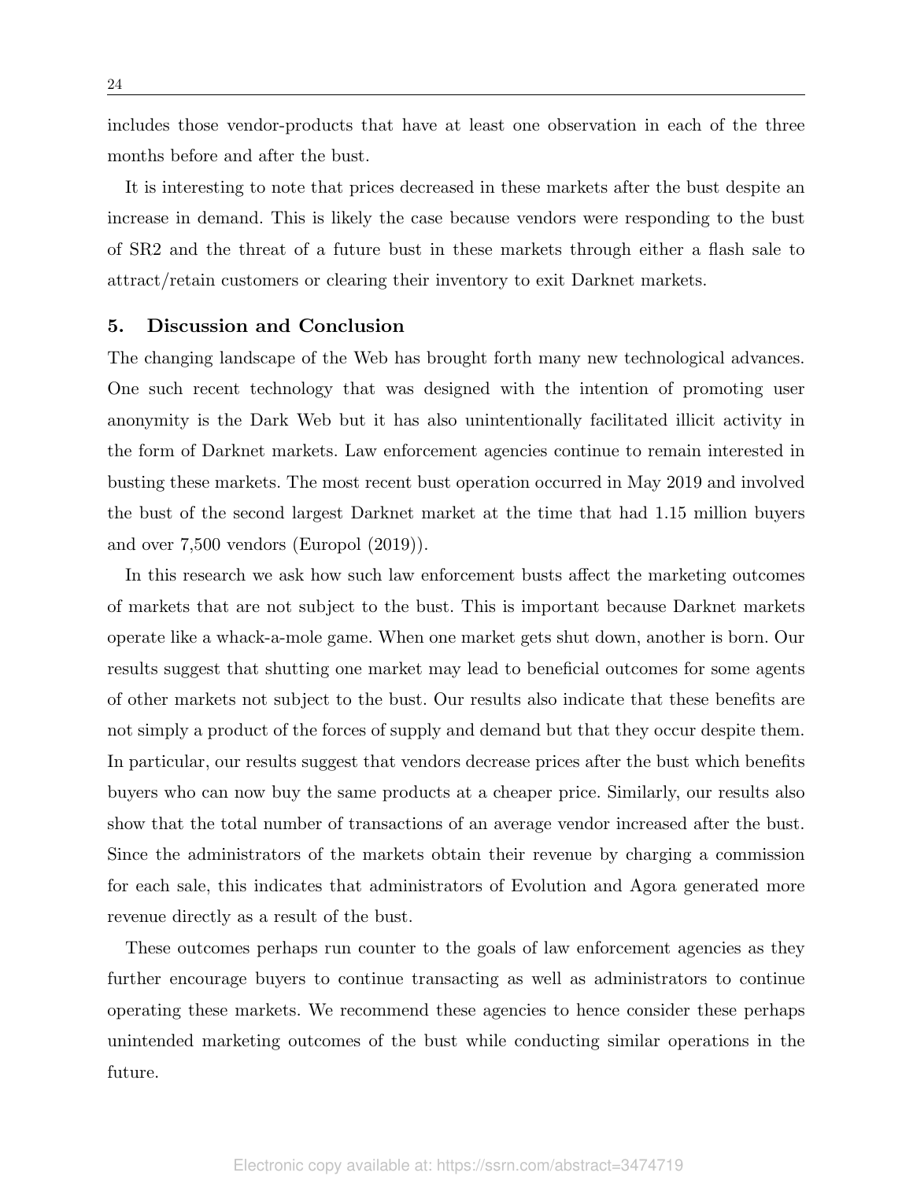includes those vendor-products that have at least one observation in each of the three months before and after the bust.

It is interesting to note that prices decreased in these markets after the bust despite an increase in demand. This is likely the case because vendors were responding to the bust of SR2 and the threat of a future bust in these markets through either a flash sale to attract/retain customers or clearing their inventory to exit Darknet markets.

## 5. Discussion and Conclusion

The changing landscape of the Web has brought forth many new technological advances. One such recent technology that was designed with the intention of promoting user anonymity is the Dark Web but it has also unintentionally facilitated illicit activity in the form of Darknet markets. Law enforcement agencies continue to remain interested in busting these markets. The most recent bust operation occurred in May 2019 and involved the bust of the second largest Darknet market at the time that had 1.15 million buyers and over 7,500 vendors (Europol (2019)).

In this research we ask how such law enforcement busts affect the marketing outcomes of markets that are not subject to the bust. This is important because Darknet markets operate like a whack-a-mole game. When one market gets shut down, another is born. Our results suggest that shutting one market may lead to beneficial outcomes for some agents of other markets not subject to the bust. Our results also indicate that these benefits are not simply a product of the forces of supply and demand but that they occur despite them. In particular, our results suggest that vendors decrease prices after the bust which benefits buyers who can now buy the same products at a cheaper price. Similarly, our results also show that the total number of transactions of an average vendor increased after the bust. Since the administrators of the markets obtain their revenue by charging a commission for each sale, this indicates that administrators of Evolution and Agora generated more revenue directly as a result of the bust.

These outcomes perhaps run counter to the goals of law enforcement agencies as they further encourage buyers to continue transacting as well as administrators to continue operating these markets. We recommend these agencies to hence consider these perhaps unintended marketing outcomes of the bust while conducting similar operations in the future.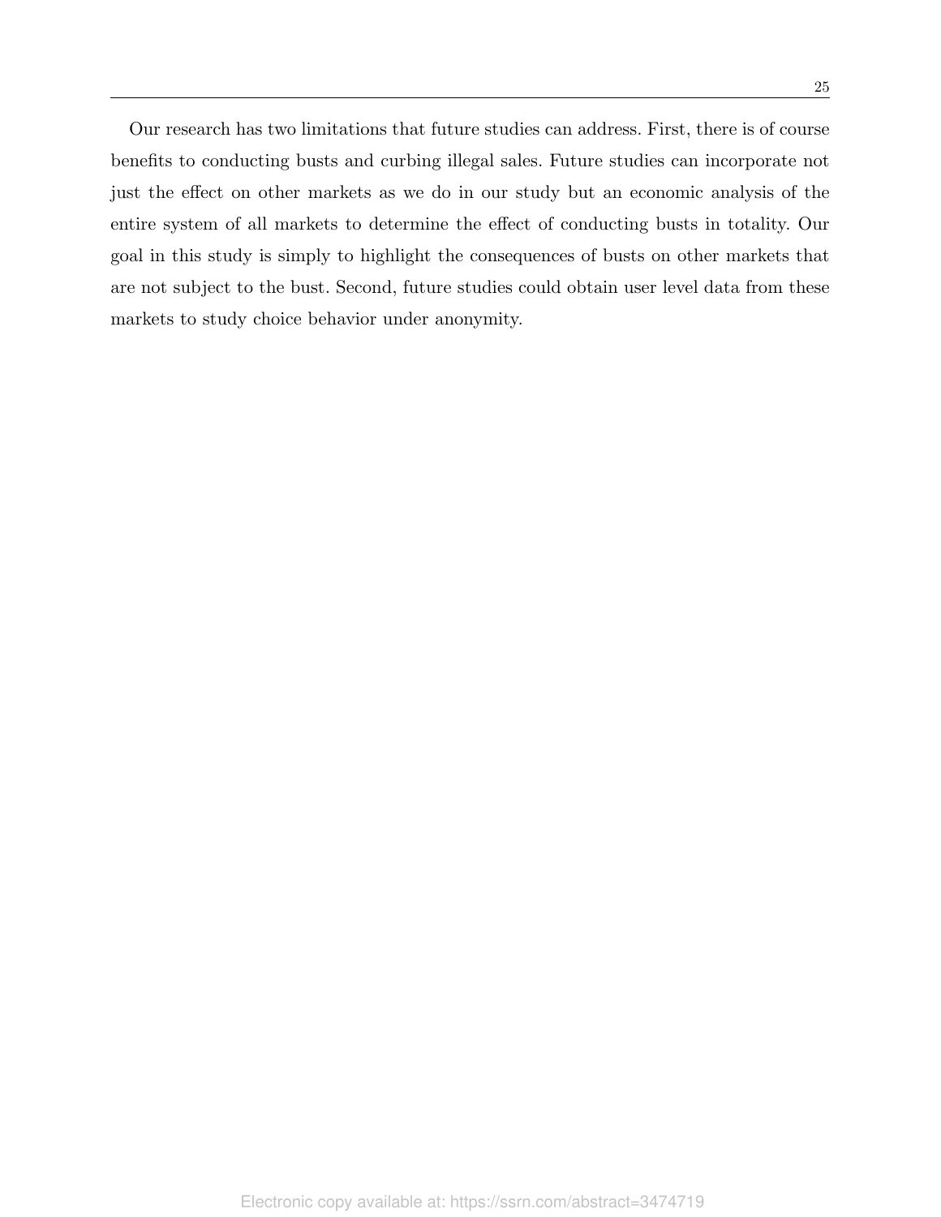Our research has two limitations that future studies can address. First, there is of course benefits to conducting busts and curbing illegal sales. Future studies can incorporate not just the effect on other markets as we do in our study but an economic analysis of the entire system of all markets to determine the effect of conducting busts in totality. Our goal in this study is simply to highlight the consequences of busts on other markets that are not subject to the bust. Second, future studies could obtain user level data from these markets to study choice behavior under anonymity.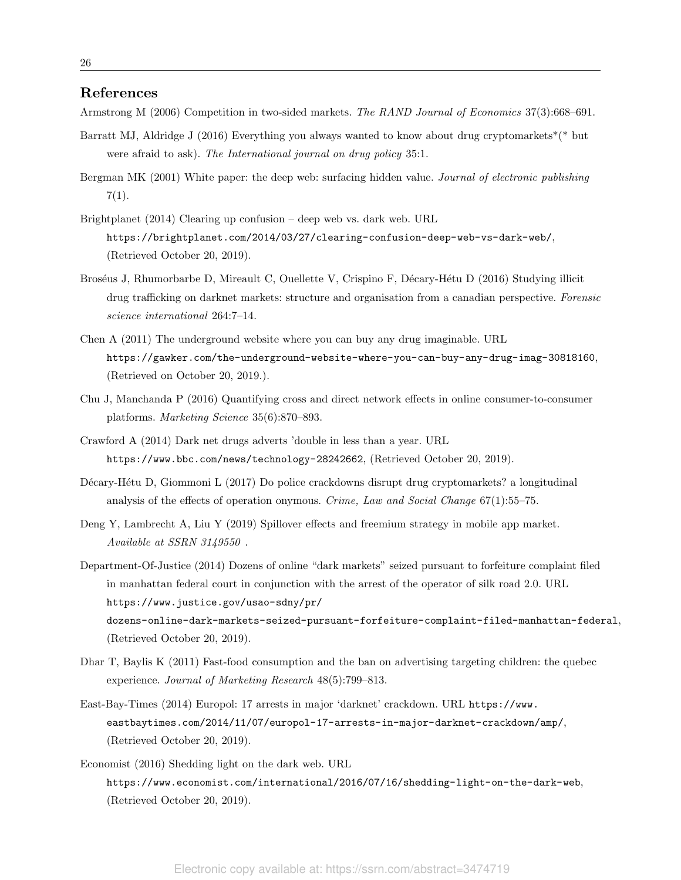## References

Armstrong M (2006) Competition in two-sided markets. *The RAND Journal of Economics* 37(3):668–691.

Barratt MJ, Aldridge J (2016) Everything you always wanted to know about drug cryptomarkets*(* but were afraid to ask). *The International journal on drug policy* 35:1.

Bergman MK (2001) White paper: the deep web: surfacing hidden value. *Journal of electronic publishing* 7(1).

Brightplanet (2014) Clearing up confusion – deep web vs. dark web. URL `https://brightplanet.com/2014/03/27/clearing-confusion-deep-web-vs-dark-web/`, (Retrieved October 20, 2019).

Broséus J, Rhumorbarbe D, Mireault C, Ouellette V, Crispino F, Décary-Hétu D (2016) Studying illicit drug trafficking on darknet markets: structure and organisation from a canadian perspective. *Forensic science international* 264:7–14.

Chen A (2011) The underground website where you can buy any drug imaginable. URL `https://gawker.com/the-underground-website-where-you-can-buy-any-drug-imag-30818160`, (Retrieved on October 20, 2019.).

Chu J, Manchanda P (2016) Quantifying cross and direct network effects in online consumer-to-consumer platforms. *Marketing Science* 35(6):870–893.

Crawford A (2014) Dark net drugs adverts 'double in less than a year. URL `https://www.bbc.com/news/technology-28242662`, (Retrieved October 20, 2019).

Décary-Hétu D, Giommoni L (2017) Do police crackdowns disrupt drug cryptomarkets? a longitudinal analysis of the effects of operation onymous. *Crime, Law and Social Change* 67(1):55–75.

Deng Y, Lambrecht A, Liu Y (2019) Spillover effects and freemium strategy in mobile app market. *Available at SSRN 3149550* .

Department-Of-Justice (2014) Dozens of online "dark markets" seized pursuant to forfeiture complaint filed in manhattan federal court in conjunction with the arrest of the operator of silk road 2.0. URL `https://www.justice.gov/usao-sdny/pr/dozens-online-dark-markets-seized-pursuant-forfeiture-complaint-filed-manhattan-federal`, (Retrieved October 20, 2019).

Dhar T, Baylis K (2011) Fast-food consumption and the ban on advertising targeting children: the quebec experience. *Journal of Marketing Research* 48(5):799–813.

East-Bay-Times (2014) Europol: 17 arrests in major 'darknet' crackdown. URL `https://www.eastbaytimes.com/2014/11/07/europol-17-arrests-in-major-darknet-crackdown/amp/`, (Retrieved October 20, 2019).

Economist (2016) Shedding light on the dark web. URL `https://www.economist.com/international/2016/07/16/shedding-light-on-the-dark-web`, (Retrieved October 20, 2019).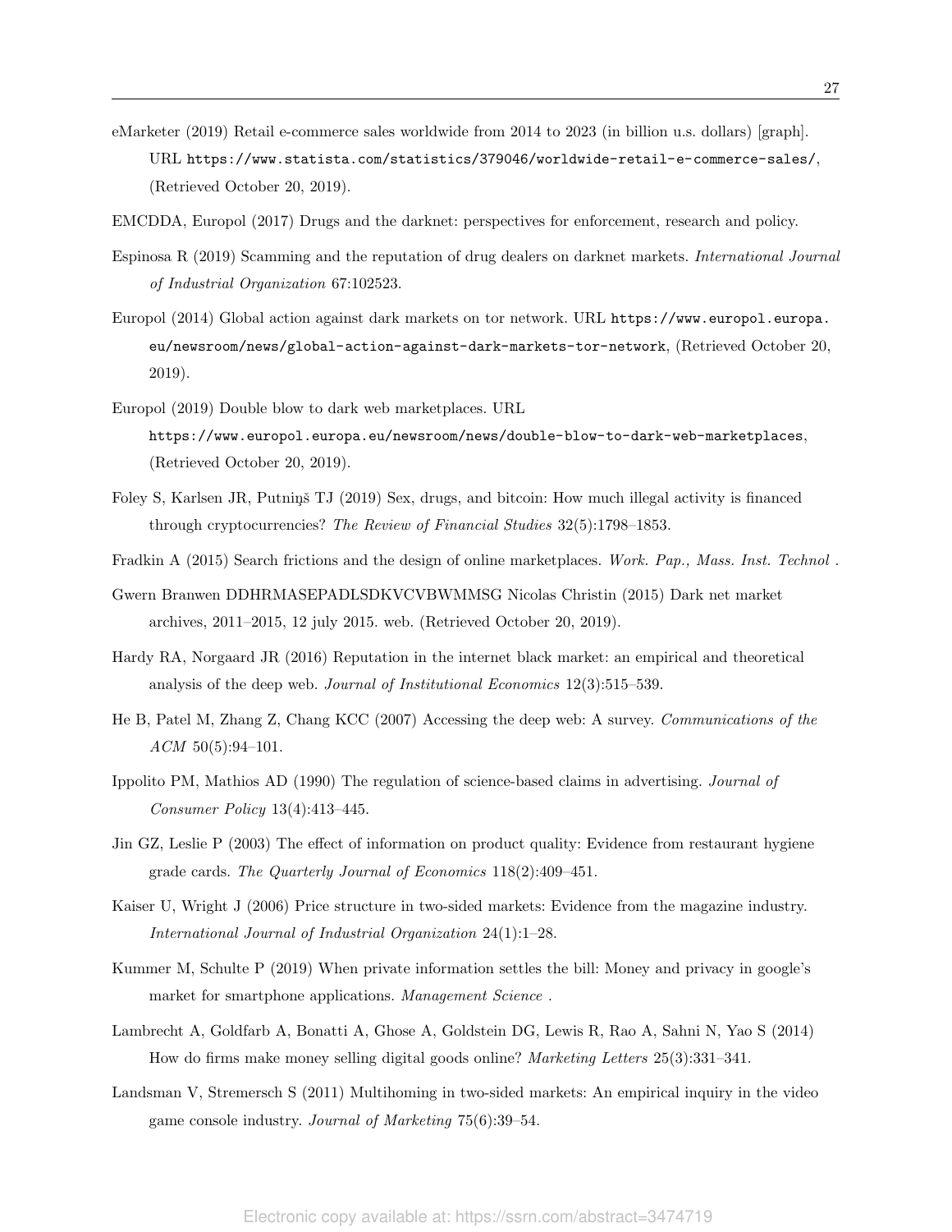eMarketer (2019) Retail e-commerce sales worldwide from 2014 to 2023 (in billion u.s. dollars) [graph]. URL https://www.statista.com/statistics/379046/worldwide-retail-e-commerce-sales/, (Retrieved October 20, 2019).

EMCDDA, Europol (2017) Drugs and the darknet: perspectives for enforcement, research and policy.

Espinosa R (2019) Scamming and the reputation of drug dealers on darknet markets. *International Journal of Industrial Organization* 67:102523.

Europol (2014) Global action against dark markets on tor network. URL https://www.europol.europa.eu/newsroom/news/global-action-against-dark-markets-tor-network, (Retrieved October 20, 2019).

Europol (2019) Double blow to dark web marketplaces. URL https://www.europol.europa.eu/newsroom/news/double-blow-to-dark-web-marketplaces, (Retrieved October 20, 2019).

Foley S, Karlsen JR, Putniņš TJ (2019) Sex, drugs, and bitcoin: How much illegal activity is financed through cryptocurrencies? *The Review of Financial Studies* 32(5):1798–1853.

Fradkin A (2015) Search frictions and the design of online marketplaces. *Work. Pap., Mass. Inst. Technol* .

Gwern Branwen DDHRMASEPADLSDKVCVBWMMSG Nicolas Christin (2015) Dark net market archives, 2011–2015, 12 july 2015. web. (Retrieved October 20, 2019).

Hardy RA, Norgaard JR (2016) Reputation in the internet black market: an empirical and theoretical analysis of the deep web. *Journal of Institutional Economics* 12(3):515–539.

He B, Patel M, Zhang Z, Chang KCC (2007) Accessing the deep web: A survey. *Communications of the ACM* 50(5):94–101.

Ippolito PM, Mathios AD (1990) The regulation of science-based claims in advertising. *Journal of Consumer Policy* 13(4):413–445.

Jin GZ, Leslie P (2003) The effect of information on product quality: Evidence from restaurant hygiene grade cards. *The Quarterly Journal of Economics* 118(2):409–451.

Kaiser U, Wright J (2006) Price structure in two-sided markets: Evidence from the magazine industry. *International Journal of Industrial Organization* 24(1):1–28.

Kummer M, Schulte P (2019) When private information settles the bill: Money and privacy in google's market for smartphone applications. *Management Science* .

Lambrecht A, Goldfarb A, Bonatti A, Ghose A, Goldstein DG, Lewis R, Rao A, Sahni N, Yao S (2014) How do firms make money selling digital goods online? *Marketing Letters* 25(3):331–341.

Landsman V, Stremersch S (2011) Multihoming in two-sided markets: An empirical inquiry in the video game console industry. *Journal of Marketing* 75(6):39–54.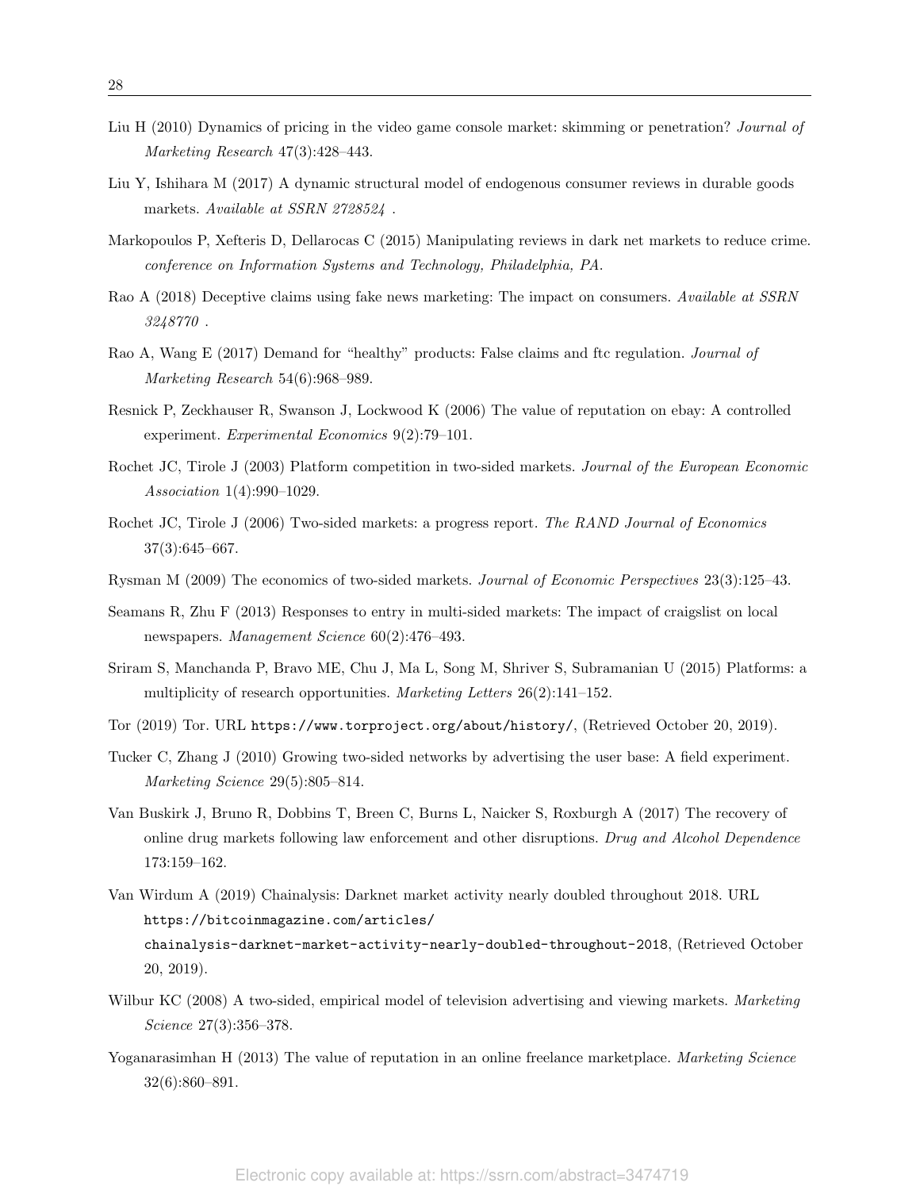Liu H (2010) Dynamics of pricing in the video game console market: skimming or penetration? *Journal of Marketing Research* 47(3):428–443.

Liu Y, Ishihara M (2017) A dynamic structural model of endogenous consumer reviews in durable goods markets. *Available at SSRN 2728524* .

Markopoulos P, Xefteris D, Dellarocas C (2015) Manipulating reviews in dark net markets to reduce crime. *conference on Information Systems and Technology, Philadelphia, PA.*

Rao A (2018) Deceptive claims using fake news marketing: The impact on consumers. *Available at SSRN 3248770* .

Rao A, Wang E (2017) Demand for "healthy" products: False claims and ftc regulation. *Journal of Marketing Research* 54(6):968–989.

Resnick P, Zeckhauser R, Swanson J, Lockwood K (2006) The value of reputation on ebay: A controlled experiment. *Experimental Economics* 9(2):79–101.

Rochet JC, Tirole J (2003) Platform competition in two-sided markets. *Journal of the European Economic Association* 1(4):990–1029.

Rochet JC, Tirole J (2006) Two-sided markets: a progress report. *The RAND Journal of Economics* 37(3):645–667.

Rysman M (2009) The economics of two-sided markets. *Journal of Economic Perspectives* 23(3):125–43.

Seamans R, Zhu F (2013) Responses to entry in multi-sided markets: The impact of craigslist on local newspapers. *Management Science* 60(2):476–493.

Sriram S, Manchanda P, Bravo ME, Chu J, Ma L, Song M, Shriver S, Subramanian U (2015) Platforms: a multiplicity of research opportunities. *Marketing Letters* 26(2):141–152.

Tor (2019) Tor. URL `https://www.torproject.org/about/history/`, (Retrieved October 20, 2019).

Tucker C, Zhang J (2010) Growing two-sided networks by advertising the user base: A field experiment. *Marketing Science* 29(5):805–814.

Van Buskirk J, Bruno R, Dobbins T, Breen C, Burns L, Naicker S, Roxburgh A (2017) The recovery of online drug markets following law enforcement and other disruptions. *Drug and Alcohol Dependence* 173:159–162.

Van Wirdum A (2019) Chainalysis: Darknet market activity nearly doubled throughout 2018. URL `https://bitcoinmagazine.com/articles/chainalysis-darknet-market-activity-nearly-doubled-throughout-2018`, (Retrieved October 20, 2019).

Wilbur KC (2008) A two-sided, empirical model of television advertising and viewing markets. *Marketing Science* 27(3):356–378.

Yoganarasimhan H (2013) The value of reputation in an online freelance marketplace. *Marketing Science* 32(6):860–891.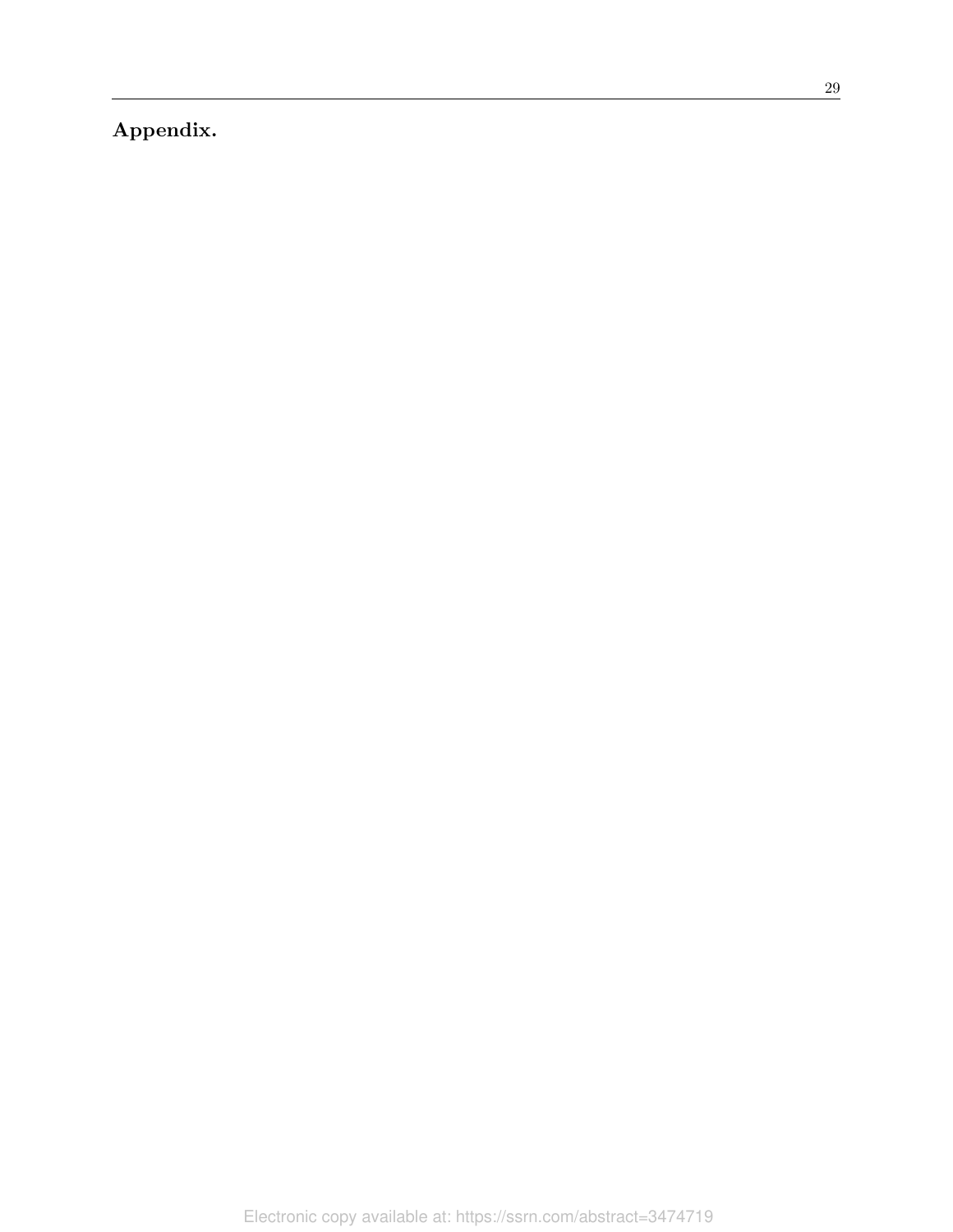**Appendix.**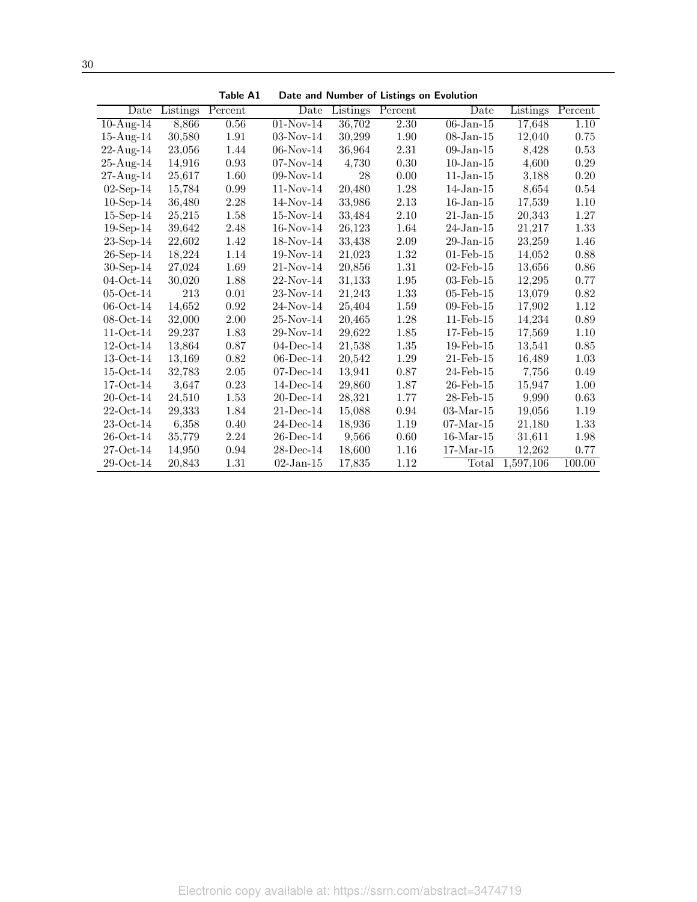**Table A1 Date and Number of Listings on Evolution**

| Date | Listings | Percent | Date | Listings | Percent | Date | Listings | Percent |
|---|---|---|---|---|---|---|---|---|
| 10-Aug-14 | 8,866 | 0.56 | 01-Nov-14 | 36,702 | 2.30 | 06-Jan-15 | 17,648 | 1.10 |
| 15-Aug-14 | 30,580 | 1.91 | 03-Nov-14 | 30,299 | 1.90 | 08-Jan-15 | 12,040 | 0.75 |
| 22-Aug-14 | 23,056 | 1.44 | 06-Nov-14 | 36,964 | 2.31 | 09-Jan-15 | 8,428 | 0.53 |
| 25-Aug-14 | 14,916 | 0.93 | 07-Nov-14 | 4,730 | 0.30 | 10-Jan-15 | 4,600 | 0.29 |
| 27-Aug-14 | 25,617 | 1.60 | 09-Nov-14 | 28 | 0.00 | 11-Jan-15 | 3,188 | 0.20 |
| 02-Sep-14 | 15,784 | 0.99 | 11-Nov-14 | 20,480 | 1.28 | 14-Jan-15 | 8,654 | 0.54 |
| 10-Sep-14 | 36,480 | 2.28 | 14-Nov-14 | 33,986 | 2.13 | 16-Jan-15 | 17,539 | 1.10 |
| 15-Sep-14 | 25,215 | 1.58 | 15-Nov-14 | 33,484 | 2.10 | 21-Jan-15 | 20,343 | 1.27 |
| 19-Sep-14 | 39,642 | 2.48 | 16-Nov-14 | 26,123 | 1.64 | 24-Jan-15 | 21,217 | 1.33 |
| 23-Sep-14 | 22,602 | 1.42 | 18-Nov-14 | 33,438 | 2.09 | 29-Jan-15 | 23,259 | 1.46 |
| 26-Sep-14 | 18,224 | 1.14 | 19-Nov-14 | 21,023 | 1.32 | 01-Feb-15 | 14,052 | 0.88 |
| 30-Sep-14 | 27,024 | 1.69 | 21-Nov-14 | 20,856 | 1.31 | 02-Feb-15 | 13,656 | 0.86 |
| 04-Oct-14 | 30,020 | 1.88 | 22-Nov-14 | 31,133 | 1.95 | 03-Feb-15 | 12,295 | 0.77 |
| 05-Oct-14 | 213 | 0.01 | 23-Nov-14 | 21,243 | 1.33 | 05-Feb-15 | 13,079 | 0.82 |
| 06-Oct-14 | 14,652 | 0.92 | 24-Nov-14 | 25,404 | 1.59 | 09-Feb-15 | 17,902 | 1.12 |
| 08-Oct-14 | 32,000 | 2.00 | 25-Nov-14 | 20,465 | 1.28 | 11-Feb-15 | 14,234 | 0.89 |
| 11-Oct-14 | 29,237 | 1.83 | 29-Nov-14 | 29,622 | 1.85 | 17-Feb-15 | 17,569 | 1.10 |
| 12-Oct-14 | 13,864 | 0.87 | 04-Dec-14 | 21,538 | 1.35 | 19-Feb-15 | 13,541 | 0.85 |
| 13-Oct-14 | 13,169 | 0.82 | 06-Dec-14 | 20,542 | 1.29 | 21-Feb-15 | 16,489 | 1.03 |
| 15-Oct-14 | 32,783 | 2.05 | 07-Dec-14 | 13,941 | 0.87 | 24-Feb-15 | 7,756 | 0.49 |
| 17-Oct-14 | 3,647 | 0.23 | 14-Dec-14 | 29,860 | 1.87 | 26-Feb-15 | 15,947 | 1.00 |
| 20-Oct-14 | 24,510 | 1.53 | 20-Dec-14 | 28,321 | 1.77 | 28-Feb-15 | 9,990 | 0.63 |
| 22-Oct-14 | 29,333 | 1.84 | 21-Dec-14 | 15,088 | 0.94 | 03-Mar-15 | 19,056 | 1.19 |
| 23-Oct-14 | 6,358 | 0.40 | 24-Dec-14 | 18,936 | 1.19 | 07-Mar-15 | 21,180 | 1.33 |
| 26-Oct-14 | 35,779 | 2.24 | 26-Dec-14 | 9,566 | 0.60 | 16-Mar-15 | 31,611 | 1.98 |
| 27-Oct-14 | 14,950 | 0.94 | 28-Dec-14 | 18,600 | 1.16 | 17-Mar-15 | 12,262 | 0.77 |
| 29-Oct-14 | 20,843 | 1.31 | 02-Jan-15 | 17,835 | 1.12 | Total | 1,597,106 | 100.00 |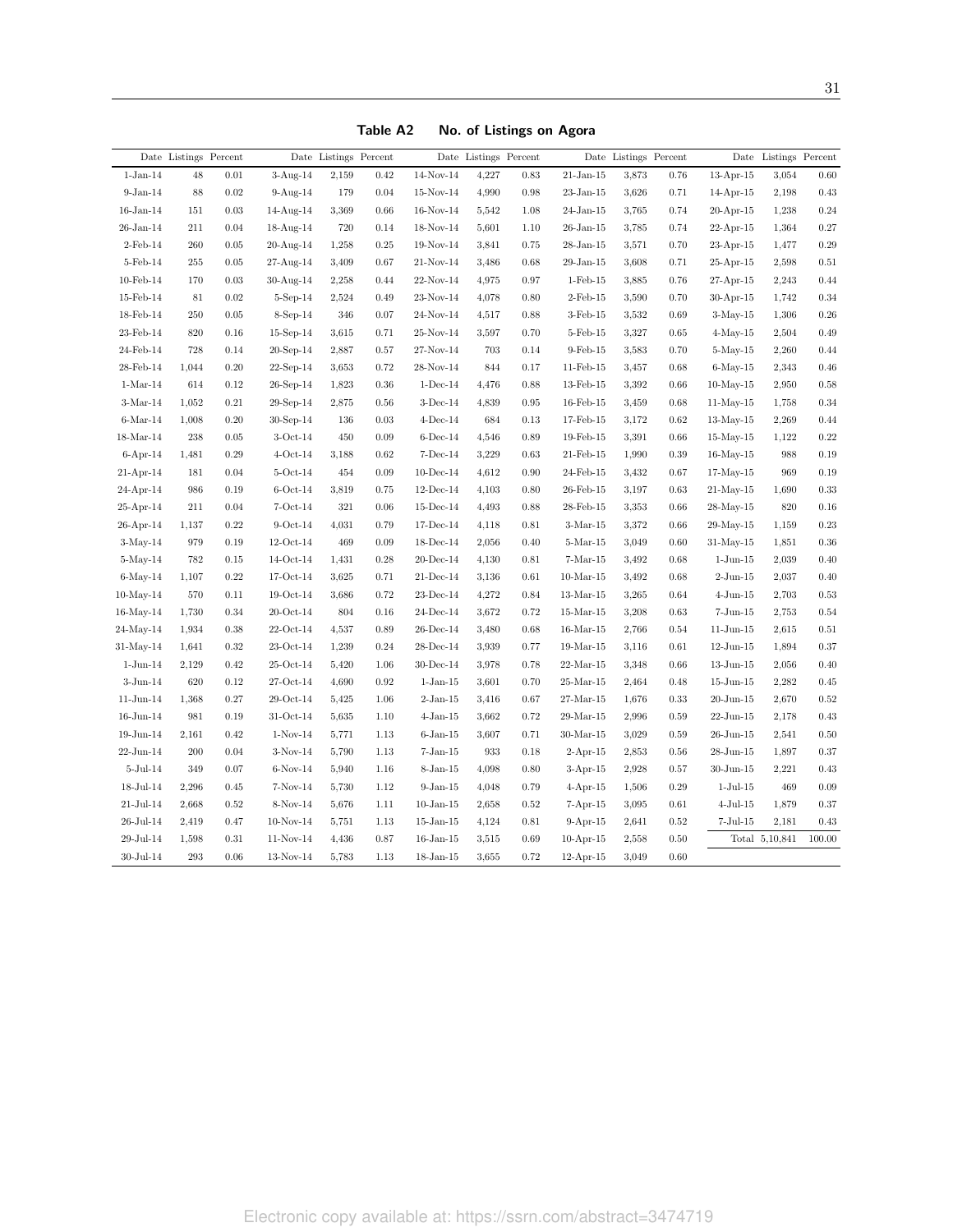**Table A2 No. of Listings on Agora**

| Date | Listings | Percent | Date | Listings | Percent | Date | Listings | Percent | Date | Listings | Percent | Date | Listings | Percent |
|---|---|---|---|---|---|---|---|---|---|---|---|---|---|---|
| 1-Jan-14 | 48 | 0.01 | 3-Aug-14 | 2,159 | 0.42 | 14-Nov-14 | 4,227 | 0.83 | 21-Jan-15 | 3,873 | 0.76 | 13-Apr-15 | 3,054 | 0.60 |
| 9-Jan-14 | 88 | 0.02 | 9-Aug-14 | 179 | 0.04 | 15-Nov-14 | 4,990 | 0.98 | 23-Jan-15 | 3,626 | 0.71 | 14-Apr-15 | 2,198 | 0.43 |
| 16-Jan-14 | 151 | 0.03 | 14-Aug-14 | 3,369 | 0.66 | 16-Nov-14 | 5,542 | 1.08 | 24-Jan-15 | 3,765 | 0.74 | 20-Apr-15 | 1,238 | 0.24 |
| 26-Jan-14 | 211 | 0.04 | 18-Aug-14 | 720 | 0.14 | 18-Nov-14 | 5,601 | 1.10 | 26-Jan-15 | 3,785 | 0.74 | 22-Apr-15 | 1,364 | 0.27 |
| 2-Feb-14 | 260 | 0.05 | 20-Aug-14 | 1,258 | 0.25 | 19-Nov-14 | 3,841 | 0.75 | 28-Jan-15 | 3,571 | 0.70 | 23-Apr-15 | 1,477 | 0.29 |
| 5-Feb-14 | 255 | 0.05 | 27-Aug-14 | 3,409 | 0.67 | 21-Nov-14 | 3,486 | 0.68 | 29-Jan-15 | 3,608 | 0.71 | 25-Apr-15 | 2,598 | 0.51 |
| 10-Feb-14 | 170 | 0.03 | 30-Aug-14 | 2,258 | 0.44 | 22-Nov-14 | 4,975 | 0.97 | 1-Feb-15 | 3,885 | 0.76 | 27-Apr-15 | 2,243 | 0.44 |
| 15-Feb-14 | 81 | 0.02 | 5-Sep-14 | 2,524 | 0.49 | 23-Nov-14 | 4,078 | 0.80 | 2-Feb-15 | 3,590 | 0.70 | 30-Apr-15 | 1,742 | 0.34 |
| 18-Feb-14 | 250 | 0.05 | 8-Sep-14 | 346 | 0.07 | 24-Nov-14 | 4,517 | 0.88 | 3-Feb-15 | 3,532 | 0.69 | 3-May-15 | 1,306 | 0.26 |
| 23-Feb-14 | 820 | 0.16 | 15-Sep-14 | 3,615 | 0.71 | 25-Nov-14 | 3,597 | 0.70 | 5-Feb-15 | 3,327 | 0.65 | 4-May-15 | 2,504 | 0.49 |
| 24-Feb-14 | 728 | 0.14 | 20-Sep-14 | 2,887 | 0.57 | 27-Nov-14 | 703 | 0.14 | 9-Feb-15 | 3,583 | 0.70 | 5-May-15 | 2,260 | 0.44 |
| 28-Feb-14 | 1,044 | 0.20 | 22-Sep-14 | 3,653 | 0.72 | 28-Nov-14 | 844 | 0.17 | 11-Feb-15 | 3,457 | 0.68 | 6-May-15 | 2,343 | 0.46 |
| 1-Mar-14 | 614 | 0.12 | 26-Sep-14 | 1,823 | 0.36 | 1-Dec-14 | 4,476 | 0.88 | 13-Feb-15 | 3,392 | 0.66 | 10-May-15 | 2,950 | 0.58 |
| 3-Mar-14 | 1,052 | 0.21 | 29-Sep-14 | 2,875 | 0.56 | 3-Dec-14 | 4,839 | 0.95 | 16-Feb-15 | 3,459 | 0.68 | 11-May-15 | 1,758 | 0.34 |
| 6-Mar-14 | 1,008 | 0.20 | 30-Sep-14 | 136 | 0.03 | 4-Dec-14 | 684 | 0.13 | 17-Feb-15 | 3,172 | 0.62 | 13-May-15 | 2,269 | 0.44 |
| 18-Mar-14 | 238 | 0.05 | 3-Oct-14 | 450 | 0.09 | 6-Dec-14 | 4,546 | 0.89 | 19-Feb-15 | 3,391 | 0.66 | 15-May-15 | 1,122 | 0.22 |
| 6-Apr-14 | 1,481 | 0.29 | 4-Oct-14 | 3,188 | 0.62 | 7-Dec-14 | 3,229 | 0.63 | 21-Feb-15 | 1,990 | 0.39 | 16-May-15 | 988 | 0.19 |
| 21-Apr-14 | 181 | 0.04 | 5-Oct-14 | 454 | 0.09 | 10-Dec-14 | 4,612 | 0.90 | 24-Feb-15 | 3,432 | 0.67 | 17-May-15 | 969 | 0.19 |
| 24-Apr-14 | 986 | 0.19 | 6-Oct-14 | 3,819 | 0.75 | 12-Dec-14 | 4,103 | 0.80 | 26-Feb-15 | 3,197 | 0.63 | 21-May-15 | 1,690 | 0.33 |
| 25-Apr-14 | 211 | 0.04 | 7-Oct-14 | 321 | 0.06 | 15-Dec-14 | 4,493 | 0.88 | 28-Feb-15 | 3,353 | 0.66 | 28-May-15 | 820 | 0.16 |
| 26-Apr-14 | 1,137 | 0.22 | 9-Oct-14 | 4,031 | 0.79 | 17-Dec-14 | 4,118 | 0.81 | 3-Mar-15 | 3,372 | 0.66 | 29-May-15 | 1,159 | 0.23 |
| 3-May-14 | 979 | 0.19 | 12-Oct-14 | 469 | 0.09 | 18-Dec-14 | 2,056 | 0.40 | 5-Mar-15 | 3,049 | 0.60 | 31-May-15 | 1,851 | 0.36 |
| 5-May-14 | 782 | 0.15 | 14-Oct-14 | 1,431 | 0.28 | 20-Dec-14 | 4,130 | 0.81 | 7-Mar-15 | 3,492 | 0.68 | 1-Jun-15 | 2,039 | 0.40 |
| 6-May-14 | 1,107 | 0.22 | 17-Oct-14 | 3,625 | 0.71 | 21-Dec-14 | 3,136 | 0.61 | 10-Mar-15 | 3,492 | 0.68 | 2-Jun-15 | 2,037 | 0.40 |
| 10-May-14 | 570 | 0.11 | 19-Oct-14 | 3,686 | 0.72 | 23-Dec-14 | 4,272 | 0.84 | 13-Mar-15 | 3,265 | 0.64 | 4-Jun-15 | 2,703 | 0.53 |
| 16-May-14 | 1,730 | 0.34 | 20-Oct-14 | 804 | 0.16 | 24-Dec-14 | 3,672 | 0.72 | 15-Mar-15 | 3,208 | 0.63 | 7-Jun-15 | 2,753 | 0.54 |
| 24-May-14 | 1,934 | 0.38 | 22-Oct-14 | 4,537 | 0.89 | 26-Dec-14 | 3,480 | 0.68 | 16-Mar-15 | 2,766 | 0.54 | 11-Jun-15 | 2,615 | 0.51 |
| 31-May-14 | 1,641 | 0.32 | 23-Oct-14 | 1,239 | 0.24 | 28-Dec-14 | 3,939 | 0.77 | 19-Mar-15 | 3,116 | 0.61 | 12-Jun-15 | 1,894 | 0.37 |
| 1-Jun-14 | 2,129 | 0.42 | 25-Oct-14 | 5,420 | 1.06 | 30-Dec-14 | 3,978 | 0.78 | 22-Mar-15 | 3,348 | 0.66 | 13-Jun-15 | 2,056 | 0.40 |
| 3-Jun-14 | 620 | 0.12 | 27-Oct-14 | 4,690 | 0.92 | 1-Jan-15 | 3,601 | 0.70 | 25-Mar-15 | 2,464 | 0.48 | 15-Jun-15 | 2,282 | 0.45 |
| 11-Jun-14 | 1,368 | 0.27 | 29-Oct-14 | 5,425 | 1.06 | 2-Jan-15 | 3,416 | 0.67 | 27-Mar-15 | 1,676 | 0.33 | 20-Jun-15 | 2,670 | 0.52 |
| 16-Jun-14 | 981 | 0.19 | 31-Oct-14 | 5,635 | 1.10 | 4-Jan-15 | 3,662 | 0.72 | 29-Mar-15 | 2,996 | 0.59 | 22-Jun-15 | 2,178 | 0.43 |
| 19-Jun-14 | 2,161 | 0.42 | 1-Nov-14 | 5,771 | 1.13 | 6-Jan-15 | 3,607 | 0.71 | 30-Mar-15 | 3,029 | 0.59 | 26-Jun-15 | 2,541 | 0.50 |
| 22-Jun-14 | 200 | 0.04 | 3-Nov-14 | 5,790 | 1.13 | 7-Jan-15 | 933 | 0.18 | 2-Apr-15 | 2,853 | 0.56 | 28-Jun-15 | 1,897 | 0.37 |
| 5-Jul-14 | 349 | 0.07 | 6-Nov-14 | 5,940 | 1.16 | 8-Jan-15 | 4,098 | 0.80 | 3-Apr-15 | 2,928 | 0.57 | 30-Jun-15 | 2,221 | 0.43 |
| 18-Jul-14 | 2,296 | 0.45 | 7-Nov-14 | 5,730 | 1.12 | 9-Jan-15 | 4,048 | 0.79 | 4-Apr-15 | 1,506 | 0.29 | 1-Jul-15 | 469 | 0.09 |
| 21-Jul-14 | 2,668 | 0.52 | 8-Nov-14 | 5,676 | 1.11 | 10-Jan-15 | 2,658 | 0.52 | 7-Apr-15 | 3,095 | 0.61 | 4-Jul-15 | 1,879 | 0.37 |
| 26-Jul-14 | 2,419 | 0.47 | 10-Nov-14 | 5,751 | 1.13 | 15-Jan-15 | 4,124 | 0.81 | 9-Apr-15 | 2,641 | 0.52 | 7-Jul-15 | 2,181 | 0.43 |
| 29-Jul-14 | 1,598 | 0.31 | 11-Nov-14 | 4,436 | 0.87 | 16-Jan-15 | 3,515 | 0.69 | 10-Apr-15 | 2,558 | 0.50 | Total | 5,10,841 | 100.00 |
| 30-Jul-14 | 293 | 0.06 | 13-Nov-14 | 5,783 | 1.13 | 18-Jan-15 | 3,655 | 0.72 | 12-Apr-15 | 3,049 | 0.60 | | | |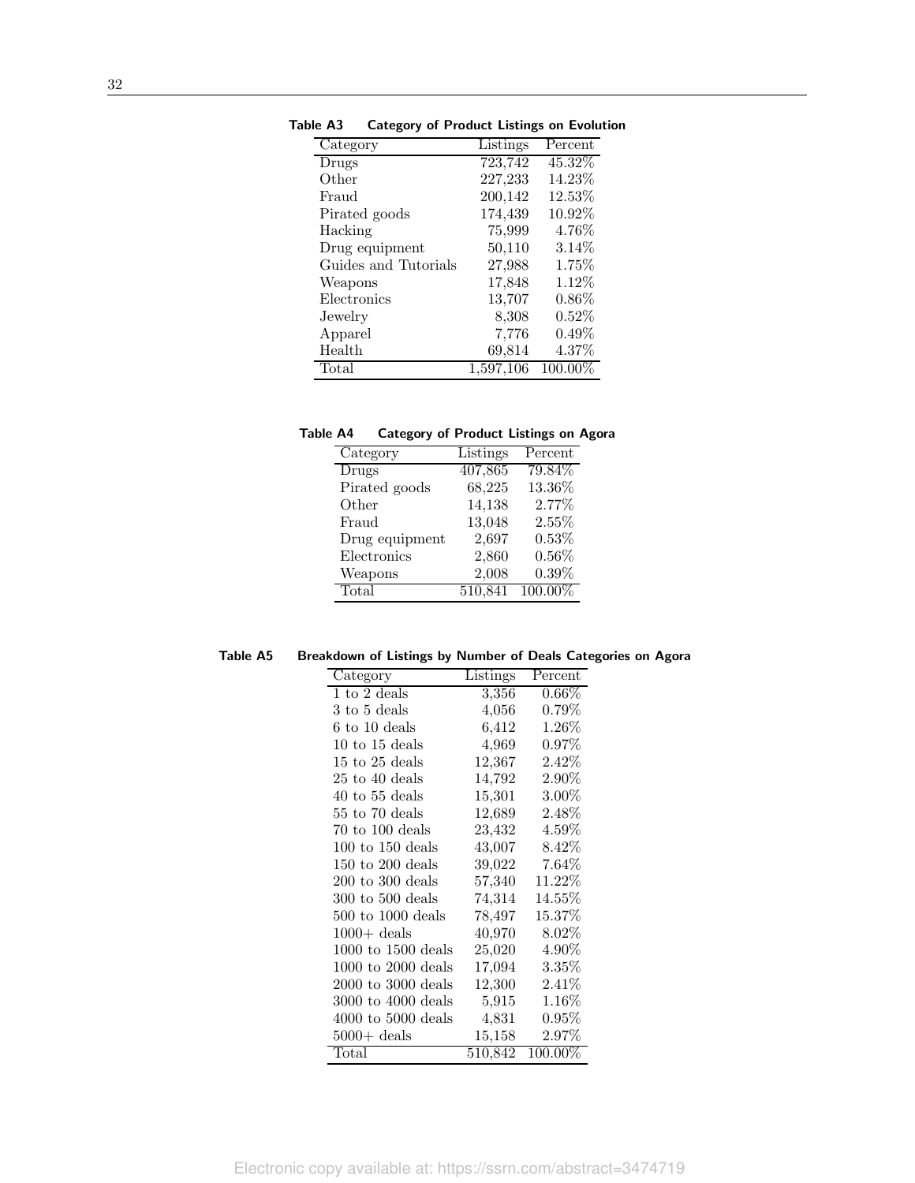**Table A3 Category of Product Listings on Evolution**

| Category | Listings | Percent |
|---|---|---|
| Drugs | 723,742 | 45.32% |
| Other | 227,233 | 14.23% |
| Fraud | 200,142 | 12.53% |
| Pirated goods | 174,439 | 10.92% |
| Hacking | 75,999 | 4.76% |
| Drug equipment | 50,110 | 3.14% |
| Guides and Tutorials | 27,988 | 1.75% |
| Weapons | 17,848 | 1.12% |
| Electronics | 13,707 | 0.86% |
| Jewelry | 8,308 | 0.52% |
| Apparel | 7,776 | 0.49% |
| Health | 69,814 | 4.37% |
| Total | 1,597,106 | 100.00% |

**Table A4 Category of Product Listings on Agora**

| Category | Listings | Percent |
|---|---|---|
| Drugs | 407,865 | 79.84% |
| Pirated goods | 68,225 | 13.36% |
| Other | 14,138 | 2.77% |
| Fraud | 13,048 | 2.55% |
| Drug equipment | 2,697 | 0.53% |
| Electronics | 2,860 | 0.56% |
| Weapons | 2,008 | 0.39% |
| Total | 510,841 | 100.00% |

**Table A5 Breakdown of Listings by Number of Deals Categories on Agora**

| Category | Listings | Percent |
|---|---|---|
| 1 to 2 deals | 3,356 | 0.66% |
| 3 to 5 deals | 4,056 | 0.79% |
| 6 to 10 deals | 6,412 | 1.26% |
| 10 to 15 deals | 4,969 | 0.97% |
| 15 to 25 deals | 12,367 | 2.42% |
| 25 to 40 deals | 14,792 | 2.90% |
| 40 to 55 deals | 15,301 | 3.00% |
| 55 to 70 deals | 12,689 | 2.48% |
| 70 to 100 deals | 23,432 | 4.59% |
| 100 to 150 deals | 43,007 | 8.42% |
| 150 to 200 deals | 39,022 | 7.64% |
| 200 to 300 deals | 57,340 | 11.22% |
| 300 to 500 deals | 74,314 | 14.55% |
| 500 to 1000 deals | 78,497 | 15.37% |
| 1000+ deals | 40,970 | 8.02% |
| 1000 to 1500 deals | 25,020 | 4.90% |
| 1000 to 2000 deals | 17,094 | 3.35% |
| 2000 to 3000 deals | 12,300 | 2.41% |
| 3000 to 4000 deals | 5,915 | 1.16% |
| 4000 to 5000 deals | 4,831 | 0.95% |
| 5000+ deals | 15,158 | 2.97% |
| Total | 510,842 | 100.00% |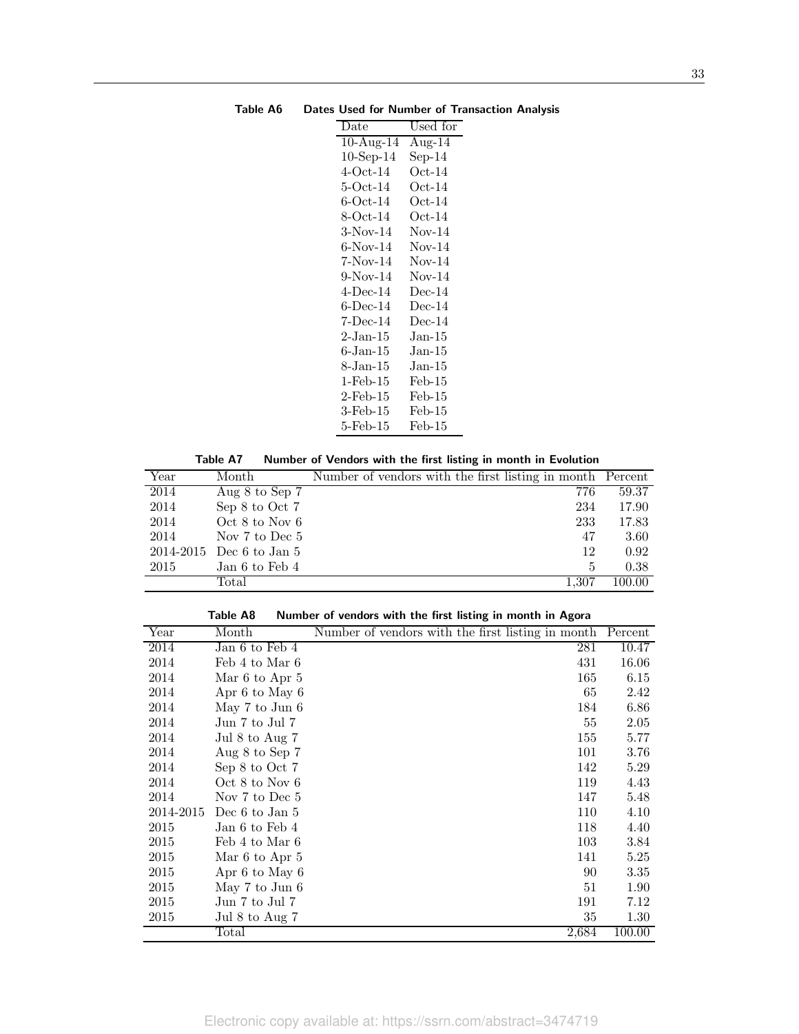**Table A6 Dates Used for Number of Transaction Analysis**

| Date | Used for |
|---|---|
| 10-Aug-14 | Aug-14 |
| 10-Sep-14 | Sep-14 |
| 4-Oct-14 | Oct-14 |
| 5-Oct-14 | Oct-14 |
| 6-Oct-14 | Oct-14 |
| 8-Oct-14 | Oct-14 |
| 3-Nov-14 | Nov-14 |
| 6-Nov-14 | Nov-14 |
| 7-Nov-14 | Nov-14 |
| 9-Nov-14 | Nov-14 |
| 4-Dec-14 | Dec-14 |
| 6-Dec-14 | Dec-14 |
| 7-Dec-14 | Dec-14 |
| 2-Jan-15 | Jan-15 |
| 6-Jan-15 | Jan-15 |
| 8-Jan-15 | Jan-15 |
| 1-Feb-15 | Feb-15 |
| 2-Feb-15 | Feb-15 |
| 3-Feb-15 | Feb-15 |
| 5-Feb-15 | Feb-15 |

**Table A7 Number of Vendors with the first listing in month in Evolution**

| Year | Month | Number of vendors with the first listing in month | Percent |
|---|---|---|---|
| 2014 | Aug 8 to Sep 7 | 776 | 59.37 |
| 2014 | Sep 8 to Oct 7 | 234 | 17.90 |
| 2014 | Oct 8 to Nov 6 | 233 | 17.83 |
| 2014 | Nov 7 to Dec 5 | 47 | 3.60 |
| 2014-2015 | Dec 6 to Jan 5 | 12 | 0.92 |
| 2015 | Jan 6 to Feb 4 | 5 | 0.38 |
| | Total | 1,307 | 100.00 |

**Table A8 Number of vendors with the first listing in month in Agora**

| Year | Month | Number of vendors with the first listing in month | Percent |
|---|---|---|---|
| 2014 | Jan 6 to Feb 4 | 281 | 10.47 |
| 2014 | Feb 4 to Mar 6 | 431 | 16.06 |
| 2014 | Mar 6 to Apr 5 | 165 | 6.15 |
| 2014 | Apr 6 to May 6 | 65 | 2.42 |
| 2014 | May 7 to Jun 6 | 184 | 6.86 |
| 2014 | Jun 7 to Jul 7 | 55 | 2.05 |
| 2014 | Jul 8 to Aug 7 | 155 | 5.77 |
| 2014 | Aug 8 to Sep 7 | 101 | 3.76 |
| 2014 | Sep 8 to Oct 7 | 142 | 5.29 |
| 2014 | Oct 8 to Nov 6 | 119 | 4.43 |
| 2014 | Nov 7 to Dec 5 | 147 | 5.48 |
| 2014-2015 | Dec 6 to Jan 5 | 110 | 4.10 |
| 2015 | Jan 6 to Feb 4 | 118 | 4.40 |
| 2015 | Feb 4 to Mar 6 | 103 | 3.84 |
| 2015 | Mar 6 to Apr 5 | 141 | 5.25 |
| 2015 | Apr 6 to May 6 | 90 | 3.35 |
| 2015 | May 7 to Jun 6 | 51 | 1.90 |
| 2015 | Jun 7 to Jul 7 | 191 | 7.12 |
| 2015 | Jul 8 to Aug 7 | 35 | 1.30 |
| | Total | 2,684 | 100.00 |